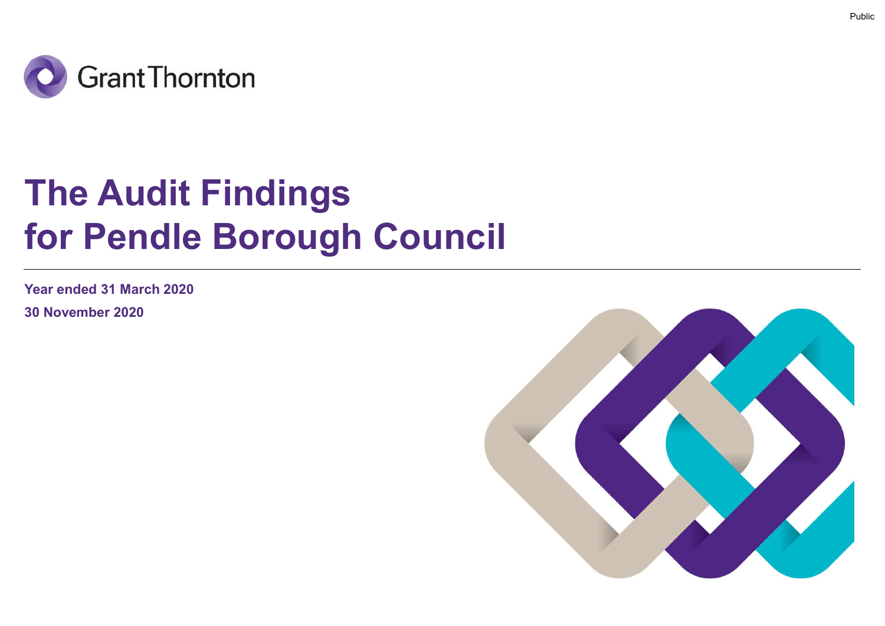Public

Grant Thornton

# The Audit Findings for Pendle Borough Council

**Year ended 31 March 2020**

**30 November 2020**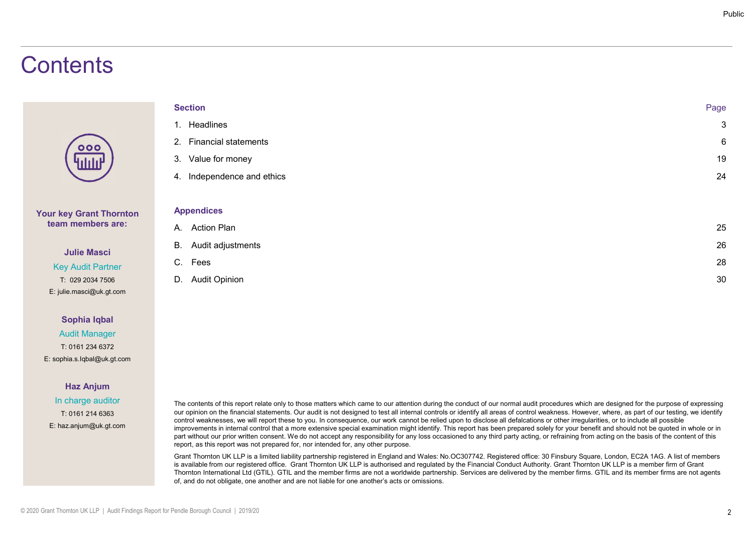# Contents

| Section | Page |
| --- | --- |
| 1. Headlines | 3 |
| 2. Financial statements | 6 |
| 3. Value for money | 19 |
| 4. Independence and ethics | 24 |

| Appendices | |
| --- | --- |
| A. Action Plan | 25 |
| B. Audit adjustments | 26 |
| C. Fees | 28 |
| D. Audit Opinion | 30 |

**Your key Grant Thornton team members are:**

**Julie Masci**
Key Audit Partner
T: 029 2034 7506
E: julie.masci@uk.gt.com

**Sophia Iqbal**
Audit Manager
T: 0161 234 6372
E: sophia.s.Iqbal@uk.gt.com

**Haz Anjum**
In charge auditor
T: 0161 214 6363
E: haz.anjum@uk.gt.com

The contents of this report relate only to those matters which came to our attention during the conduct of our normal audit procedures which are designed for the purpose of expressing our opinion on the financial statements. Our audit is not designed to test all internal controls or identify all areas of control weakness. However, where, as part of our testing, we identify control weaknesses, we will report these to you. In consequence, our work cannot be relied upon to disclose all defalcations or other irregularities, or to include all possible improvements in internal control that a more extensive special examination might identify. This report has been prepared solely for your benefit and should not be quoted in whole or in part without our prior written consent. We do not accept any responsibility for any loss occasioned to any third party acting, or refraining from acting on the basis of the content of this report, as this report was not prepared for, nor intended for, any other purpose.

Grant Thornton UK LLP is a limited liability partnership registered in England and Wales: No.OC307742. Registered office: 30 Finsbury Square, London, EC2A 1AG. A list of members is available from our registered office. Grant Thornton UK LLP is authorised and regulated by the Financial Conduct Authority. Grant Thornton UK LLP is a member firm of Grant Thornton International Ltd (GTIL). GTIL and the member firms are not a worldwide partnership. Services are delivered by the member firms. GTIL and its member firms are not agents of, and do not obligate, one another and are not liable for one another's acts or omissions.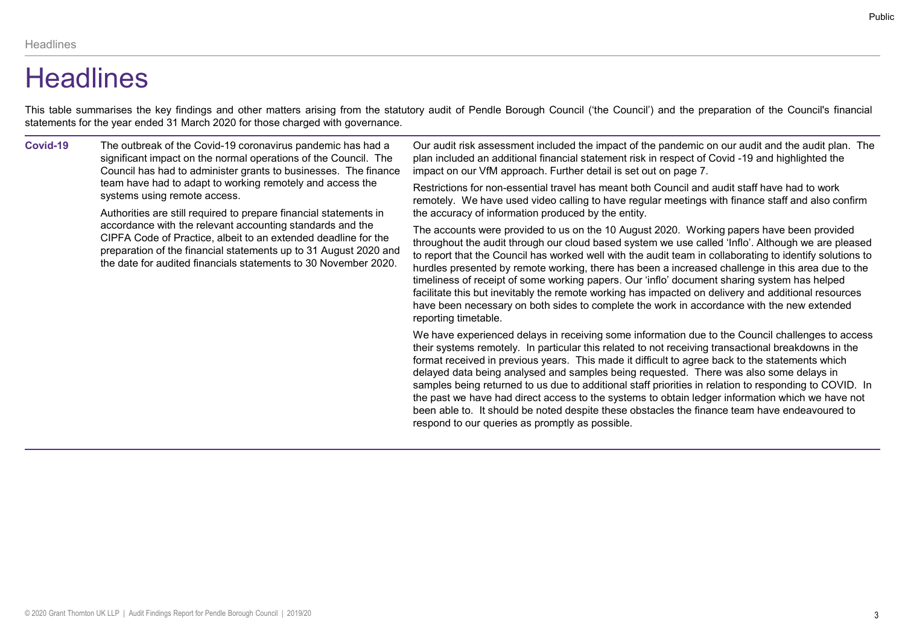# Headlines

This table summarises the key findings and other matters arising from the statutory audit of Pendle Borough Council ('the Council') and the preparation of the Council's financial statements for the year ended 31 March 2020 for those charged with governance.

| | | |
|---|---|---|
| **Covid-19** | The outbreak of the Covid-19 coronavirus pandemic has had a significant impact on the normal operations of the Council. The Council has had to administer grants to businesses. The finance team have had to adapt to working remotely and access the systems using remote access.<br><br>Authorities are still required to prepare financial statements in accordance with the relevant accounting standards and the CIPFA Code of Practice, albeit to an extended deadline for the preparation of the financial statements up to 31 August 2020 and the date for audited financials statements to 30 November 2020. | Our audit risk assessment included the impact of the pandemic on our audit and the audit plan. The plan included an additional financial statement risk in respect of Covid -19 and highlighted the impact on our VfM approach. Further detail is set out on page 7.<br><br>Restrictions for non-essential travel has meant both Council and audit staff have had to work remotely. We have used video calling to have regular meetings with finance staff and also confirm the accuracy of information produced by the entity.<br><br>The accounts were provided to us on the 10 August 2020. Working papers have been provided throughout the audit through our cloud based system we use called 'Inflo'. Although we are pleased to report that the Council has worked well with the audit team in collaborating to identify solutions to hurdles presented by remote working, there has been a increased challenge in this area due to the timeliness of receipt of some working papers. Our 'inflo' document sharing system has helped facilitate this but inevitably the remote working has impacted on delivery and additional resources have been necessary on both sides to complete the work in accordance with the new extended reporting timetable.<br><br>We have experienced delays in receiving some information due to the Council challenges to access their systems remotely. In particular this related to not receiving transactional breakdowns in the format received in previous years. This made it difficult to agree back to the statements which delayed data being analysed and samples being requested. There was also some delays in samples being returned to us due to additional staff priorities in relation to responding to COVID. In the past we have had direct access to the systems to obtain ledger information which we have not been able to. It should be noted despite these obstacles the finance team have endeavoured to respond to our queries as promptly as possible. |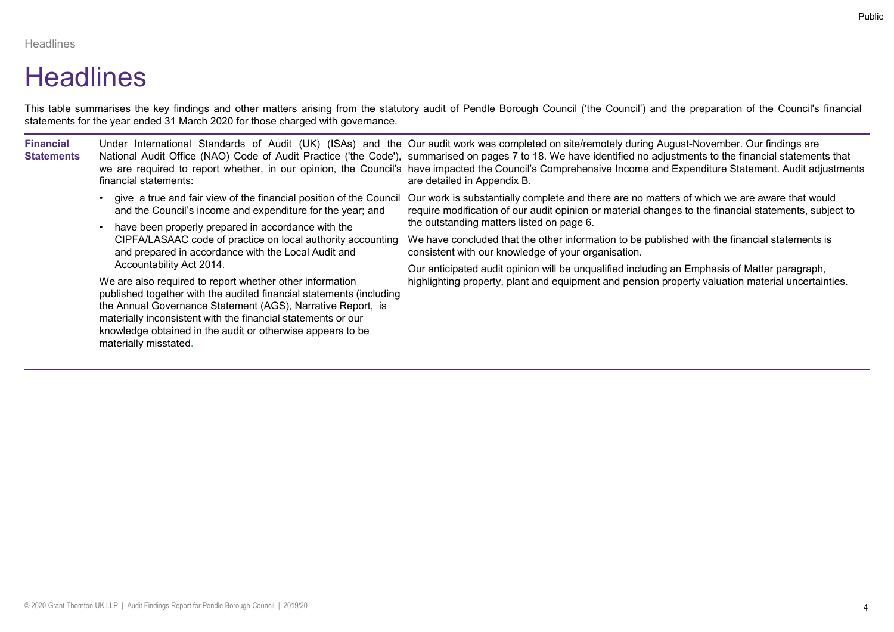# Headlines

This table summarises the key findings and other matters arising from the statutory audit of Pendle Borough Council ('the Council') and the preparation of the Council's financial statements for the year ended 31 March 2020 for those charged with governance.

| | | |
|---|---|---|
| **Financial Statements** | Under International Standards of Audit (UK) (ISAs) and the National Audit Office (NAO) Code of Audit Practice ('the Code'), we are required to report whether, in our opinion, the Council's financial statements:<br>• give a true and fair view of the financial position of the Council and the Council's income and expenditure for the year; and<br>• have been properly prepared in accordance with the CIPFA/LASAAC code of practice on local authority accounting and prepared in accordance with the Local Audit and Accountability Act 2014.<br><br>We are also required to report whether other information published together with the audited financial statements (including the Annual Governance Statement (AGS), Narrative Report, is materially inconsistent with the financial statements or our knowledge obtained in the audit or otherwise appears to be materially misstated. | Our audit work was completed on site/remotely during August-November. Our findings are summarised on pages 7 to 18. We have identified no adjustments to the financial statements that have impacted the Council's Comprehensive Income and Expenditure Statement. Audit adjustments are detailed in Appendix B.<br><br>Our work is substantially complete and there are no matters of which we are aware that would require modification of our audit opinion or material changes to the financial statements, subject to the outstanding matters listed on page 6.<br><br>We have concluded that the other information to be published with the financial statements is consistent with our knowledge of your organisation.<br><br>Our anticipated audit opinion will be unqualified including an Emphasis of Matter paragraph, highlighting property, plant and equipment and pension property valuation material uncertainties. |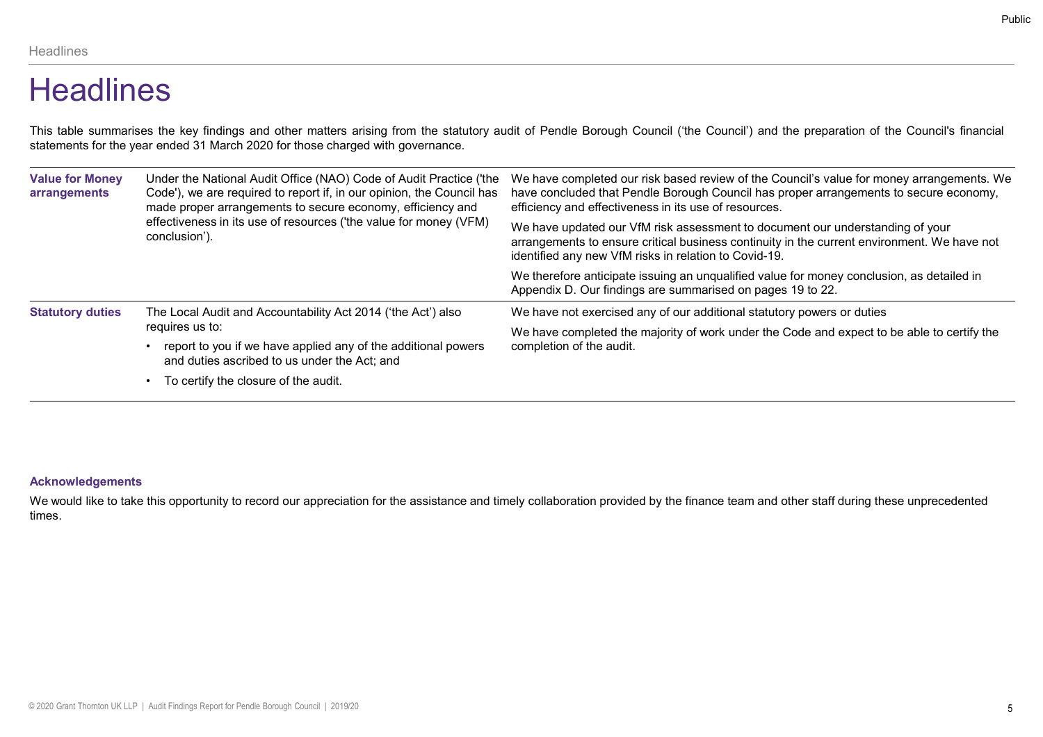# Headlines

This table summarises the key findings and other matters arising from the statutory audit of Pendle Borough Council ('the Council') and the preparation of the Council's financial statements for the year ended 31 March 2020 for those charged with governance.

| | | |
|---|---|---|
| **Value for Money arrangements** | Under the National Audit Office (NAO) Code of Audit Practice ('the Code'), we are required to report if, in our opinion, the Council has made proper arrangements to secure economy, efficiency and effectiveness in its use of resources ('the value for money (VFM) conclusion'). | We have completed our risk based review of the Council's value for money arrangements. We have concluded that Pendle Borough Council has proper arrangements to secure economy, efficiency and effectiveness in its use of resources.<br><br>We have updated our VfM risk assessment to document our understanding of your arrangements to ensure critical business continuity in the current environment. We have not identified any new VfM risks in relation to Covid-19.<br><br>We therefore anticipate issuing an unqualified value for money conclusion, as detailed in Appendix D. Our findings are summarised on pages 19 to 22. |
| **Statutory duties** | The Local Audit and Accountability Act 2014 ('the Act') also requires us to:<br>• report to you if we have applied any of the additional powers and duties ascribed to us under the Act; and<br>• To certify the closure of the audit. | We have not exercised any of our additional statutory powers or duties<br><br>We have completed the majority of work under the Code and expect to be able to certify the completion of the audit. |

**Acknowledgements**

We would like to take this opportunity to record our appreciation for the assistance and timely collaboration provided by the finance team and other staff during these unprecedented times.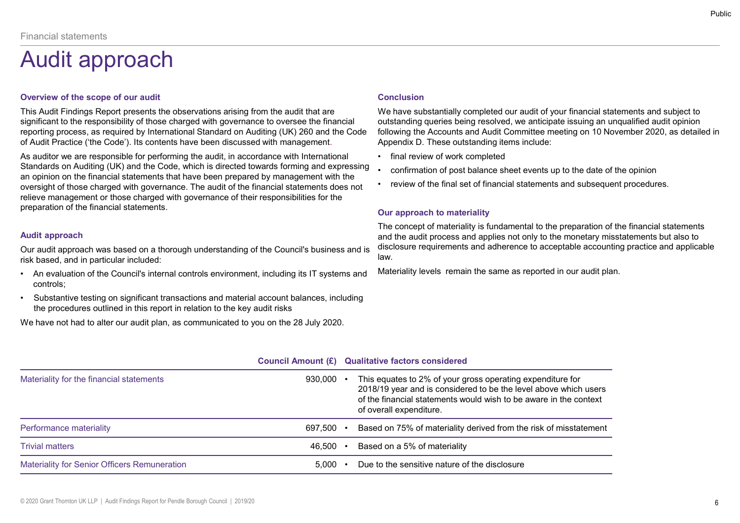Financial statements

# Audit approach

### Overview of the scope of our audit

This Audit Findings Report presents the observations arising from the audit that are significant to the responsibility of those charged with governance to oversee the financial reporting process, as required by International Standard on Auditing (UK) 260 and the Code of Audit Practice ('the Code'). Its contents have been discussed with management.

As auditor we are responsible for performing the audit, in accordance with International Standards on Auditing (UK) and the Code, which is directed towards forming and expressing an opinion on the financial statements that have been prepared by management with the oversight of those charged with governance. The audit of the financial statements does not relieve management or those charged with governance of their responsibilities for the preparation of the financial statements.

### Audit approach

Our audit approach was based on a thorough understanding of the Council's business and is risk based, and in particular included:

- An evaluation of the Council's internal controls environment, including its IT systems and controls;
- Substantive testing on significant transactions and material account balances, including the procedures outlined in this report in relation to the key audit risks

We have not had to alter our audit plan, as communicated to you on the 28 July 2020.

### Conclusion

We have substantially completed our audit of your financial statements and subject to outstanding queries being resolved, we anticipate issuing an unqualified audit opinion following the Accounts and Audit Committee meeting on 10 November 2020, as detailed in Appendix D. These outstanding items include:

- final review of work completed
- confirmation of post balance sheet events up to the date of the opinion
- review of the final set of financial statements and subsequent procedures.

### Our approach to materiality

The concept of materiality is fundamental to the preparation of the financial statements and the audit process and applies not only to the monetary misstatements but also to disclosure requirements and adherence to acceptable accounting practice and applicable law.

Materiality levels remain the same as reported in our audit plan.

| | Council Amount (£) | Qualitative factors considered |
|---|---|---|
| Materiality for the financial statements | 930,000 | This equates to 2% of your gross operating expenditure for 2018/19 year and is considered to be the level above which users of the financial statements would wish to be aware in the context of overall expenditure. |
| Performance materiality | 697,500 | Based on 75% of materiality derived from the risk of misstatement |
| Trivial matters | 46,500 | Based on a 5% of materiality |
| Materiality for Senior Officers Remuneration | 5,000 | Due to the sensitive nature of the disclosure |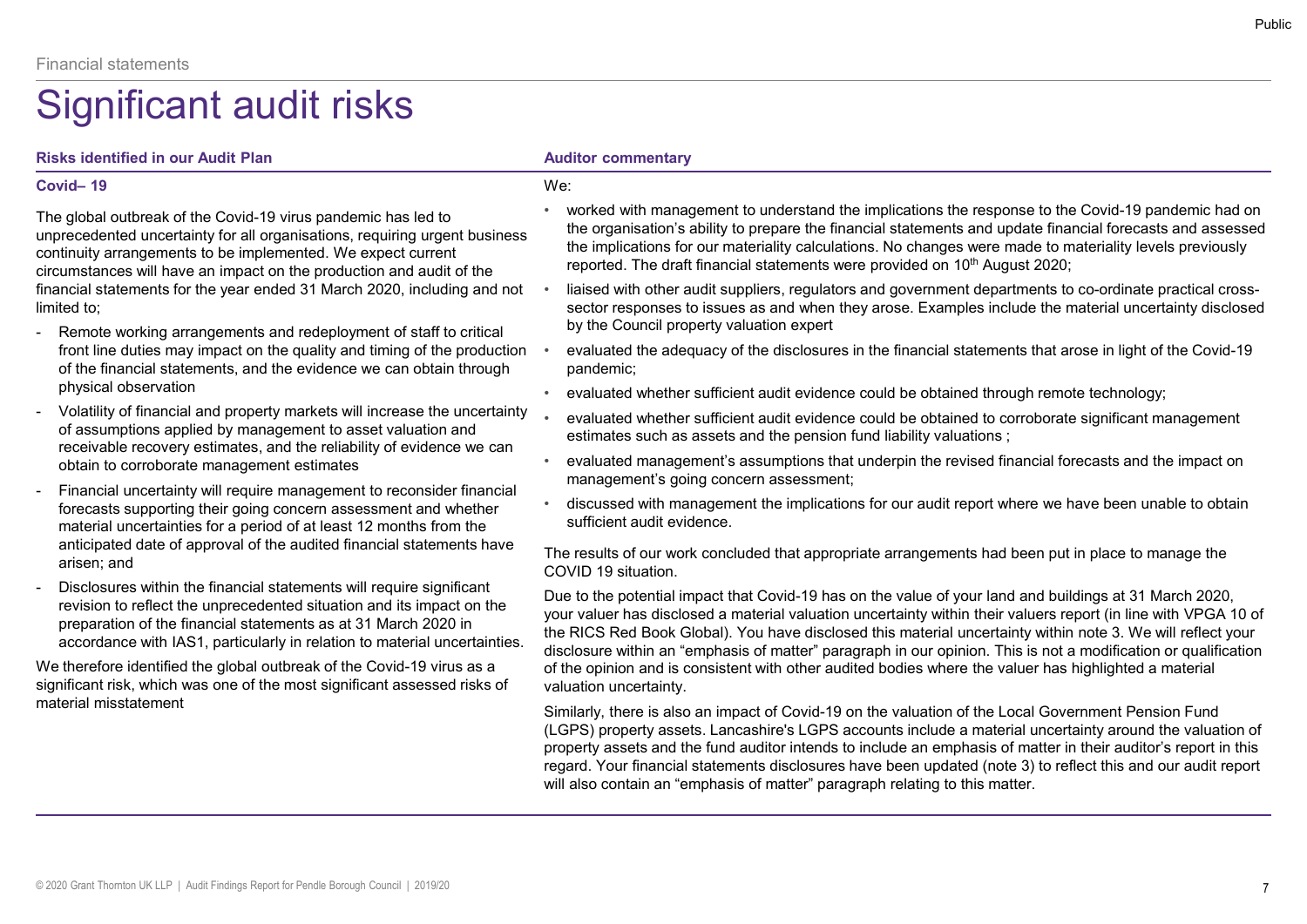Financial statements

# Significant audit risks

| Risks identified in our Audit Plan | Auditor commentary |
| --- | --- |
| **Covid– 19**<br><br>The global outbreak of the Covid-19 virus pandemic has led to unprecedented uncertainty for all organisations, requiring urgent business continuity arrangements to be implemented. We expect current circumstances will have an impact on the production and audit of the financial statements for the year ended 31 March 2020, including and not limited to;<br><br>- Remote working arrangements and redeployment of staff to critical front line duties may impact on the quality and timing of the production of the financial statements, and the evidence we can obtain through physical observation<br>- Volatility of financial and property markets will increase the uncertainty of assumptions applied by management to asset valuation and receivable recovery estimates, and the reliability of evidence we can obtain to corroborate management estimates<br>- Financial uncertainty will require management to reconsider financial forecasts supporting their going concern assessment and whether material uncertainties for a period of at least 12 months from the anticipated date of approval of the audited financial statements have arisen; and<br>- Disclosures within the financial statements will require significant revision to reflect the unprecedented situation and its impact on the preparation of the financial statements as at 31 March 2020 in accordance with IAS1, particularly in relation to material uncertainties.<br><br>We therefore identified the global outbreak of the Covid-19 virus as a significant risk, which was one of the most significant assessed risks of material misstatement | We:<br><br>• worked with management to understand the implications the response to the Covid-19 pandemic had on the organisation's ability to prepare the financial statements and update financial forecasts and assessed the implications for our materiality calculations. No changes were made to materiality levels previously reported. The draft financial statements were provided on 10th August 2020;<br>• liaised with other audit suppliers, regulators and government departments to co-ordinate practical cross-sector responses to issues as and when they arose. Examples include the material uncertainty disclosed by the Council property valuation expert<br>• evaluated the adequacy of the disclosures in the financial statements that arose in light of the Covid-19 pandemic;<br>• evaluated whether sufficient audit evidence could be obtained through remote technology;<br>• evaluated whether sufficient audit evidence could be obtained to corroborate significant management estimates such as assets and the pension fund liability valuations ;<br>• evaluated management's assumptions that underpin the revised financial forecasts and the impact on management's going concern assessment;<br>• discussed with management the implications for our audit report where we have been unable to obtain sufficient audit evidence.<br><br>The results of our work concluded that appropriate arrangements had been put in place to manage the COVID 19 situation.<br><br>Due to the potential impact that Covid-19 has on the value of your land and buildings at 31 March 2020, your valuer has disclosed a material valuation uncertainty within their valuers report (in line with VPGA 10 of the RICS Red Book Global). You have disclosed this material uncertainty within note 3. We will reflect your disclosure within an "emphasis of matter" paragraph in our opinion. This is not a modification or qualification of the opinion and is consistent with other audited bodies where the valuer has highlighted a material valuation uncertainty.<br><br>Similarly, there is also an impact of Covid-19 on the valuation of the Local Government Pension Fund (LGPS) property assets. Lancashire's LGPS accounts include a material uncertainty around the valuation of property assets and the fund auditor intends to include an emphasis of matter in their auditor's report in this regard. Your financial statements disclosures have been updated (note 3) to reflect this and our audit report will also contain an "emphasis of matter" paragraph relating to this matter. |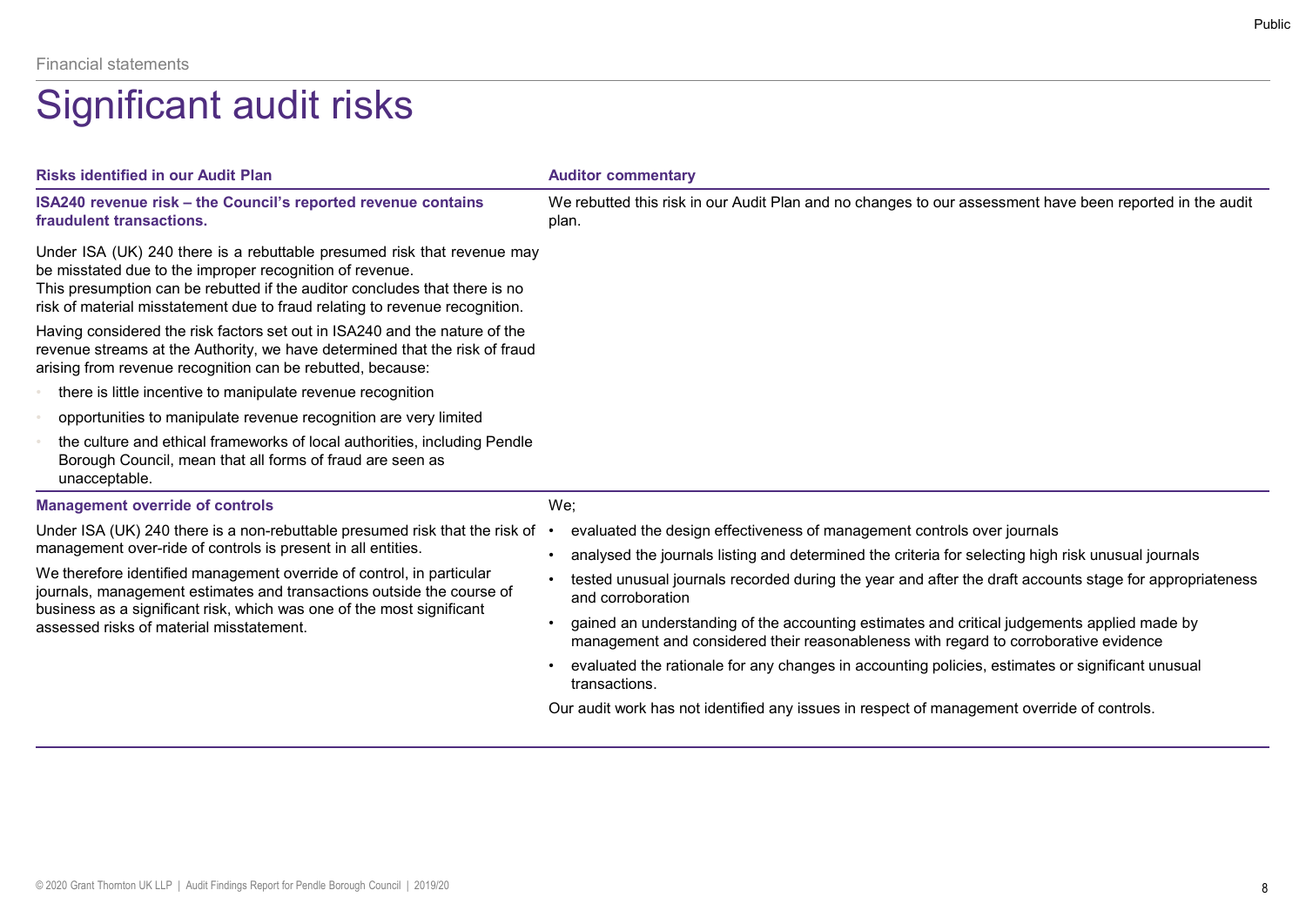Financial statements

# Significant audit risks

| Risks identified in our Audit Plan | Auditor commentary |
| --- | --- |
| **ISA240 revenue risk – the Council's reported revenue contains fraudulent transactions.**<br><br>Under ISA (UK) 240 there is a rebuttable presumed risk that revenue may be misstated due to the improper recognition of revenue.<br>This presumption can be rebutted if the auditor concludes that there is no risk of material misstatement due to fraud relating to revenue recognition.<br><br>Having considered the risk factors set out in ISA240 and the nature of the revenue streams at the Authority, we have determined that the risk of fraud arising from revenue recognition can be rebutted, because:<br>• there is little incentive to manipulate revenue recognition<br>• opportunities to manipulate revenue recognition are very limited<br>• the culture and ethical frameworks of local authorities, including Pendle Borough Council, mean that all forms of fraud are seen as unacceptable. | We rebutted this risk in our Audit Plan and no changes to our assessment have been reported in the audit plan. |
| **Management override of controls**<br><br>Under ISA (UK) 240 there is a non-rebuttable presumed risk that the risk of management over-ride of controls is present in all entities.<br><br>We therefore identified management override of control, in particular journals, management estimates and transactions outside the course of business as a significant risk, which was one of the most significant assessed risks of material misstatement. | We;<br>• evaluated the design effectiveness of management controls over journals<br>• analysed the journals listing and determined the criteria for selecting high risk unusual journals<br>• tested unusual journals recorded during the year and after the draft accounts stage for appropriateness and corroboration<br>• gained an understanding of the accounting estimates and critical judgements applied made by management and considered their reasonableness with regard to corroborative evidence<br>• evaluated the rationale for any changes in accounting policies, estimates or significant unusual transactions.<br><br>Our audit work has not identified any issues in respect of management override of controls. |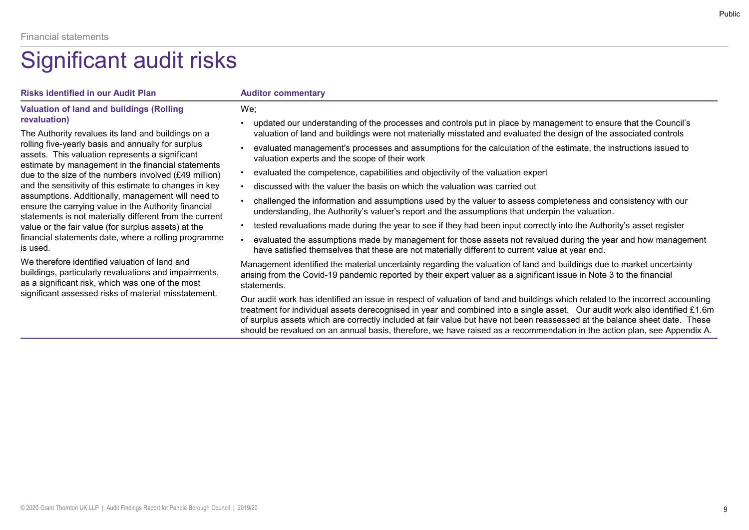Financial statements

# Significant audit risks

| Risks identified in our Audit Plan | Auditor commentary |
| --- | --- |
| **Valuation of land and buildings (Rolling revaluation)**<br><br>The Authority revalues its land and buildings on a rolling five-yearly basis and annually for surplus assets. This valuation represents a significant estimate by management in the financial statements due to the size of the numbers involved (£49 million) and the sensitivity of this estimate to changes in key assumptions. Additionally, management will need to ensure the carrying value in the Authority financial statements is not materially different from the current value or the fair value (for surplus assets) at the financial statements date, where a rolling programme is used.<br><br>We therefore identified valuation of land and buildings, particularly revaluations and impairments, as a significant risk, which was one of the most significant assessed risks of material misstatement. | We;<br><br>• updated our understanding of the processes and controls put in place by management to ensure that the Council's valuation of land and buildings were not materially misstated and evaluated the design of the associated controls<br>• evaluated management's processes and assumptions for the calculation of the estimate, the instructions issued to valuation experts and the scope of their work<br>• evaluated the competence, capabilities and objectivity of the valuation expert<br>• discussed with the valuer the basis on which the valuation was carried out<br>• challenged the information and assumptions used by the valuer to assess completeness and consistency with our understanding, the Authority's valuer's report and the assumptions that underpin the valuation.<br>• tested revaluations made during the year to see if they had been input correctly into the Authority's asset register<br>• evaluated the assumptions made by management for those assets not revalued during the year and how management have satisfied themselves that these are not materially different to current value at year end.<br><br>Management identified the material uncertainty regarding the valuation of land and buildings due to market uncertainty arising from the Covid-19 pandemic reported by their expert valuer as a significant issue in Note 3 to the financial statements.<br><br>Our audit work has identified an issue in respect of valuation of land and buildings which related to the incorrect accounting treatment for individual assets derecognised in year and combined into a single asset. Our audit work also identified £1.6m of surplus assets which are correctly included at fair value but have not been reassessed at the balance sheet date. These should be revalued on an annual basis, therefore, we have raised as a recommendation in the action plan, see Appendix A. |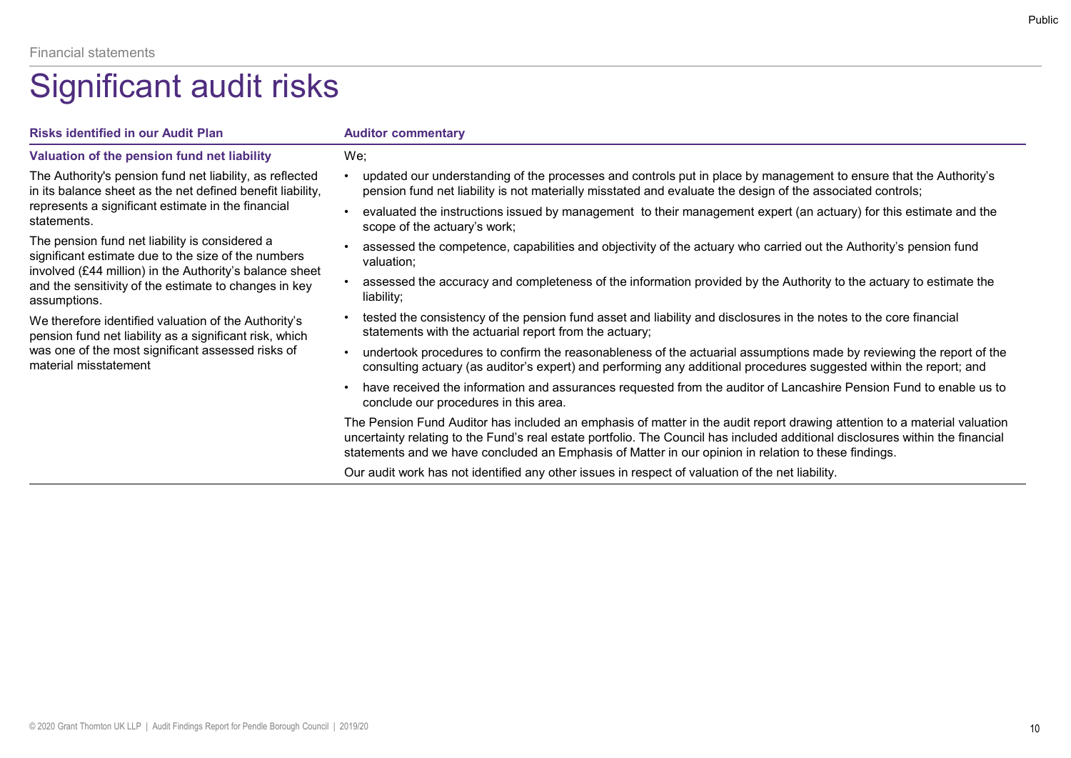Financial statements

# Significant audit risks

| Risks identified in our Audit Plan | Auditor commentary |
| --- | --- |
| **Valuation of the pension fund net liability**<br><br>The Authority's pension fund net liability, as reflected in its balance sheet as the net defined benefit liability, represents a significant estimate in the financial statements.<br><br>The pension fund net liability is considered a significant estimate due to the size of the numbers involved (£44 million) in the Authority's balance sheet and the sensitivity of the estimate to changes in key assumptions.<br><br>We therefore identified valuation of the Authority's pension fund net liability as a significant risk, which was one of the most significant assessed risks of material misstatement | We;<br><br>• updated our understanding of the processes and controls put in place by management to ensure that the Authority's pension fund net liability is not materially misstated and evaluate the design of the associated controls;<br>• evaluated the instructions issued by management to their management expert (an actuary) for this estimate and the scope of the actuary's work;<br>• assessed the competence, capabilities and objectivity of the actuary who carried out the Authority's pension fund valuation;<br>• assessed the accuracy and completeness of the information provided by the Authority to the actuary to estimate the liability;<br>• tested the consistency of the pension fund asset and liability and disclosures in the notes to the core financial statements with the actuarial report from the actuary;<br>• undertook procedures to confirm the reasonableness of the actuarial assumptions made by reviewing the report of the consulting actuary (as auditor's expert) and performing any additional procedures suggested within the report; and<br>• have received the information and assurances requested from the auditor of Lancashire Pension Fund to enable us to conclude our procedures in this area.<br><br>The Pension Fund Auditor has included an emphasis of matter in the audit report drawing attention to a material valuation uncertainty relating to the Fund's real estate portfolio. The Council has included additional disclosures within the financial statements and we have concluded an Emphasis of Matter in our opinion in relation to these findings.<br><br>Our audit work has not identified any other issues in respect of valuation of the net liability. |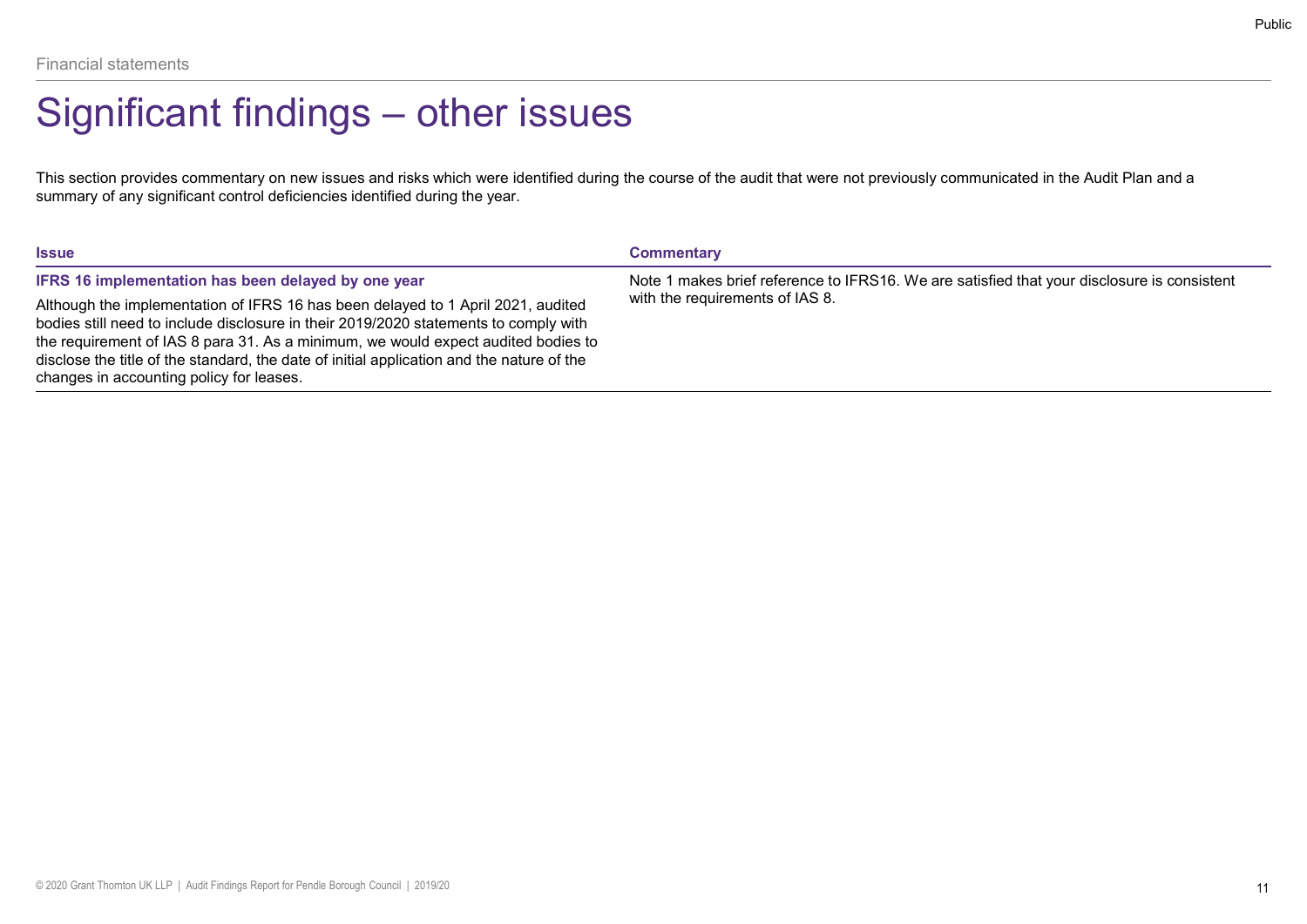Financial statements

# Significant findings – other issues

This section provides commentary on new issues and risks which were identified during the course of the audit that were not previously communicated in the Audit Plan and a summary of any significant control deficiencies identified during the year.

| Issue | Commentary |
| --- | --- |
| **IFRS 16 implementation has been delayed by one year**<br><br>Although the implementation of IFRS 16 has been delayed to 1 April 2021, audited bodies still need to include disclosure in their 2019/2020 statements to comply with the requirement of IAS 8 para 31. As a minimum, we would expect audited bodies to disclose the title of the standard, the date of initial application and the nature of the changes in accounting policy for leases. | Note 1 makes brief reference to IFRS16. We are satisfied that your disclosure is consistent with the requirements of IAS 8. |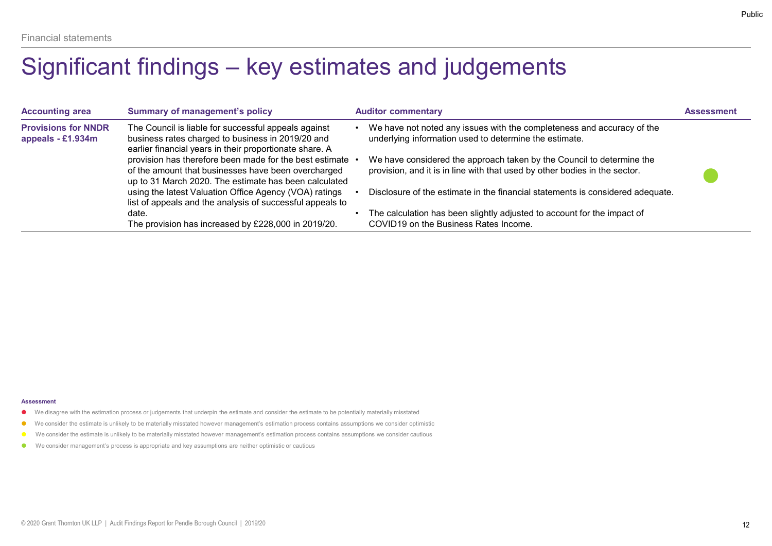Financial statements

# Significant findings – key estimates and judgements

| Accounting area | Summary of management's policy | Auditor commentary | Assessment |
|---|---|---|---|
| **Provisions for NNDR appeals - £1.934m** | The Council is liable for successful appeals against business rates charged to business in 2019/20 and earlier financial years in their proportionate share. A provision has therefore been made for the best estimate of the amount that businesses have been overcharged up to 31 March 2020. The estimate has been calculated using the latest Valuation Office Agency (VOA) ratings list of appeals and the analysis of successful appeals to date.<br>The provision has increased by £228,000 in 2019/20. | • We have not noted any issues with the completeness and accuracy of the underlying information used to determine the estimate.<br>• We have considered the approach taken by the Council to determine the provision, and it is in line with that used by other bodies in the sector.<br>• Disclosure of the estimate in the financial statements is considered adequate.<br>• The calculation has been slightly adjusted to account for the impact of COVID19 on the Business Rates Income. | Green |

**Assessment**

- Red: We disagree with the estimation process or judgements that underpin the estimate and consider the estimate to be potentially materially misstated
- Amber: We consider the estimate is unlikely to be materially misstated however management's estimation process contains assumptions we consider optimistic
- Yellow: We consider the estimate is unlikely to be materially misstated however management's estimation process contains assumptions we consider cautious
- Green: We consider management's process is appropriate and key assumptions are neither optimistic or cautious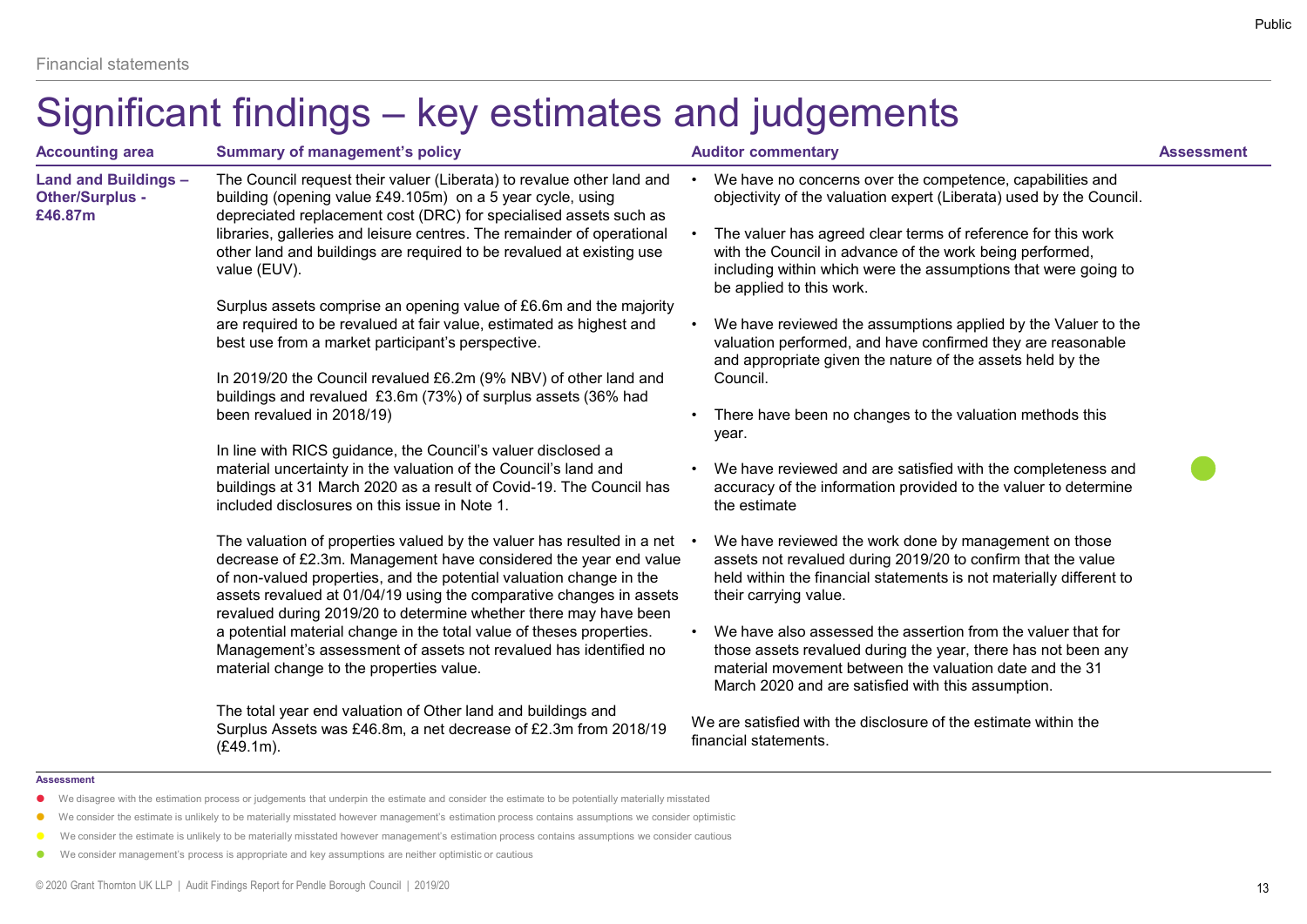Financial statements

# Significant findings – key estimates and judgements

| Accounting area | Summary of management's policy | Auditor commentary | Assessment |
|---|---|---|---|
| **Land and Buildings – Other/Surplus - £46.87m** | The Council request their valuer (Liberata) to revalue other land and building (opening value £49.105m) on a 5 year cycle, using depreciated replacement cost (DRC) for specialised assets such as libraries, galleries and leisure centres. The remainder of operational other land and buildings are required to be revalued at existing use value (EUV).<br><br>Surplus assets comprise an opening value of £6.6m and the majority are required to be revalued at fair value, estimated as highest and best use from a market participant's perspective.<br><br>In 2019/20 the Council revalued £6.2m (9% NBV) of other land and buildings and revalued £3.6m (73%) of surplus assets (36% had been revalued in 2018/19)<br><br>In line with RICS guidance, the Council's valuer disclosed a material uncertainty in the valuation of the Council's land and buildings at 31 March 2020 as a result of Covid-19. The Council has included disclosures on this issue in Note 1.<br><br>The valuation of properties valued by the valuer has resulted in a net decrease of £2.3m. Management have considered the year end value of non-valued properties, and the potential valuation change in the assets revalued at 01/04/19 using the comparative changes in assets revalued during 2019/20 to determine whether there may have been a potential material change in the total value of theses properties. Management's assessment of assets not revalued has identified no material change to the properties value.<br><br>The total year end valuation of Other land and buildings and Surplus Assets was £46.8m, a net decrease of £2.3m from 2018/19 (£49.1m). | • We have no concerns over the competence, capabilities and objectivity of the valuation expert (Liberata) used by the Council.<br>• The valuer has agreed clear terms of reference for this work with the Council in advance of the work being performed, including within which were the assumptions that were going to be applied to this work.<br>• We have reviewed the assumptions applied by the Valuer to the valuation performed, and have confirmed they are reasonable and appropriate given the nature of the assets held by the Council.<br>• There have been no changes to the valuation methods this year.<br>• We have reviewed and are satisfied with the completeness and accuracy of the information provided to the valuer to determine the estimate<br>• We have reviewed the work done by management on those assets not revalued during 2019/20 to confirm that the value held within the financial statements is not materially different to their carrying value.<br>• We have also assessed the assertion from the valuer that for those assets revalued during the year, there has not been any material movement between the valuation date and the 31 March 2020 and are satisfied with this assumption.<br><br>We are satisfied with the disclosure of the estimate within the financial statements. | ● (Green) |

**Assessment**

- ● We disagree with the estimation process or judgements that underpin the estimate and consider the estimate to be potentially materially misstated
- ● We consider the estimate is unlikely to be materially misstated however management's estimation process contains assumptions we consider optimistic
- ● We consider the estimate is unlikely to be materially misstated however management's estimation process contains assumptions we consider cautious
- ● We consider management's process is appropriate and key assumptions are neither optimistic or cautious

© 2020 Grant Thornton UK LLP | Audit Findings Report for Pendle Borough Council | 2019/20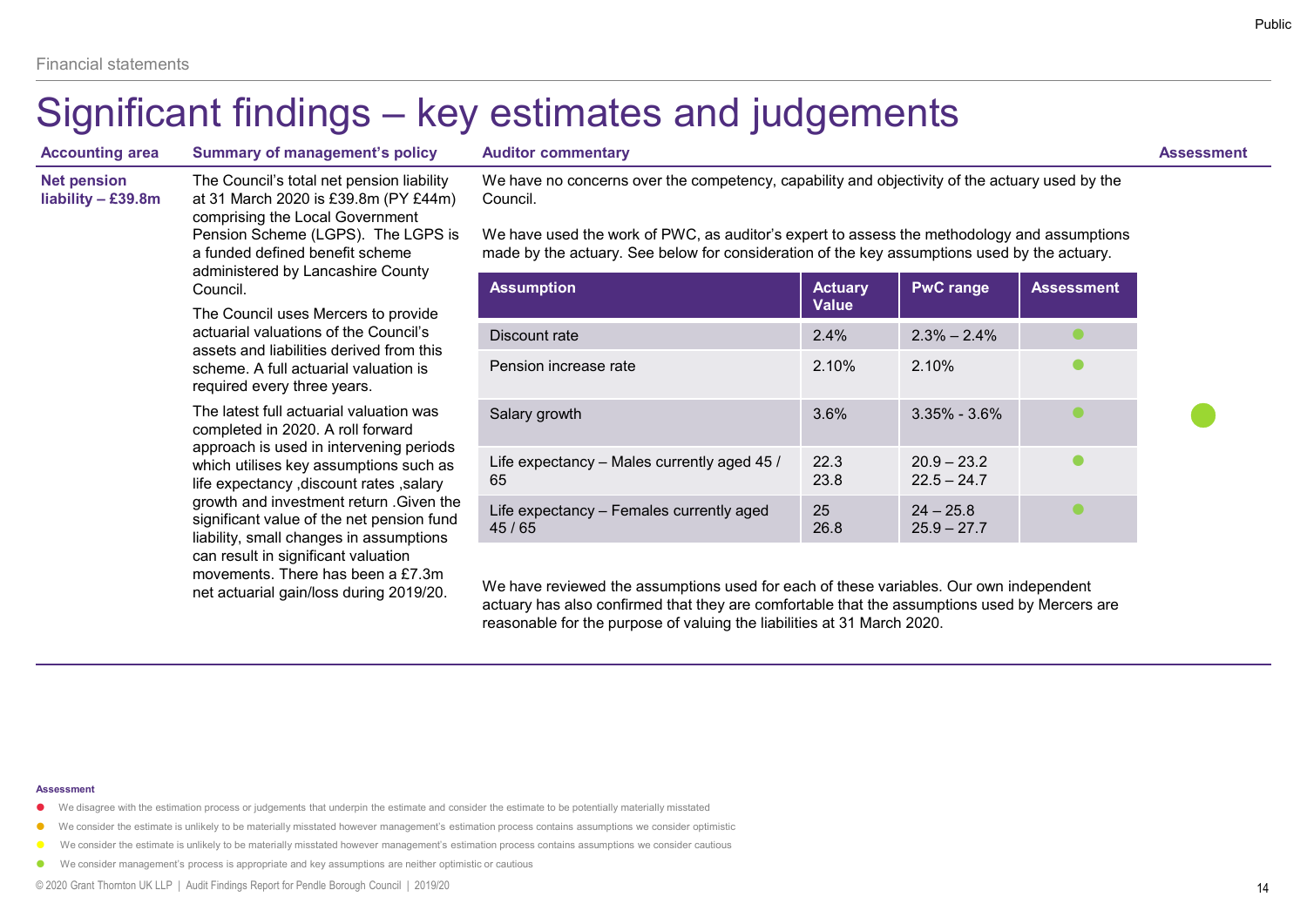Financial statements

# Significant findings – key estimates and judgements

| Accounting area | Summary of management's policy | Auditor commentary | Assessment |
|---|---|---|---|
| **Net pension liability – £39.8m** | The Council's total net pension liability at 31 March 2020 is £39.8m (PY £44m) comprising the Local Government Pension Scheme (LGPS). The LGPS is a funded defined benefit scheme administered by Lancashire County Council.<br><br>The Council uses Mercers to provide actuarial valuations of the Council's assets and liabilities derived from this scheme. A full actuarial valuation is required every three years.<br><br>The latest full actuarial valuation was completed in 2020. A roll forward approach is used in intervening periods which utilises key assumptions such as life expectancy ,discount rates ,salary growth and investment return .Given the significant value of the net pension fund liability, small changes in assumptions can result in significant valuation movements. There has been a £7.3m net actuarial gain/loss during 2019/20. | We have no concerns over the competency, capability and objectivity of the actuary used by the Council.<br><br>We have used the work of PWC, as auditor's expert to assess the methodology and assumptions made by the actuary. See below for consideration of the key assumptions used by the actuary.<br><br>(see table below)<br><br>We have reviewed the assumptions used for each of these variables. Our own independent actuary has also confirmed that they are comfortable that the assumptions used by Mercers are reasonable for the purpose of valuing the liabilities at 31 March 2020. | ● (Green) |

| Assumption | Actuary Value | PwC range | Assessment |
|---|---|---|---|
| Discount rate | 2.4% | 2.3% – 2.4% | ● (Green) |
| Pension increase rate | 2.10% | 2.10% | ● (Green) |
| Salary growth | 3.6% | 3.35% - 3.6% | ● (Green) |
| Life expectancy – Males currently aged 45 / 65 | 22.3<br>23.8 | 20.9 – 23.2<br>22.5 – 24.7 | ● (Green) |
| Life expectancy – Females currently aged 45 / 65 | 25<br>26.8 | 24 – 25.8<br>25.9 – 27.7 | ● (Green) |

**Assessment**

- ● (Red) We disagree with the estimation process or judgements that underpin the estimate and consider the estimate to be potentially materially misstated
- ● (Amber) We consider the estimate is unlikely to be materially misstated however management's estimation process contains assumptions we consider optimistic
- ● (Yellow) We consider the estimate is unlikely to be materially misstated however management's estimation process contains assumptions we consider cautious
- ● (Green) We consider management's process is appropriate and key assumptions are neither optimistic or cautious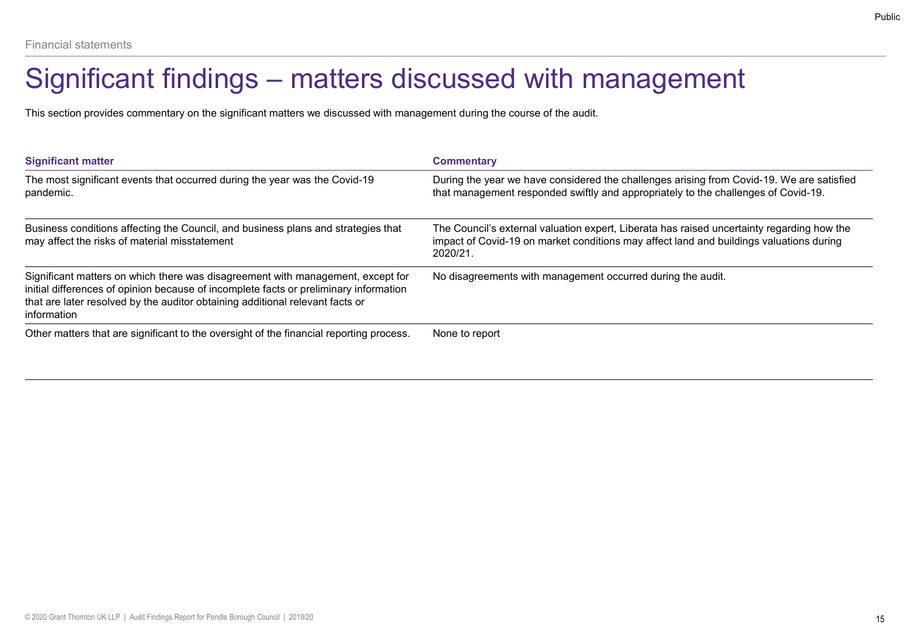Financial statements

# Significant findings – matters discussed with management

This section provides commentary on the significant matters we discussed with management during the course of the audit.

| Significant matter | Commentary |
| --- | --- |
| The most significant events that occurred during the year was the Covid-19 pandemic. | During the year we have considered the challenges arising from Covid-19. We are satisfied that management responded swiftly and appropriately to the challenges of Covid-19. |
| Business conditions affecting the Council, and business plans and strategies that may affect the risks of material misstatement | The Council's external valuation expert, Liberata has raised uncertainty regarding how the impact of Covid-19 on market conditions may affect land and buildings valuations during 2020/21. |
| Significant matters on which there was disagreement with management, except for initial differences of opinion because of incomplete facts or preliminary information that are later resolved by the auditor obtaining additional relevant facts or information | No disagreements with management occurred during the audit. |
| Other matters that are significant to the oversight of the financial reporting process. | None to report |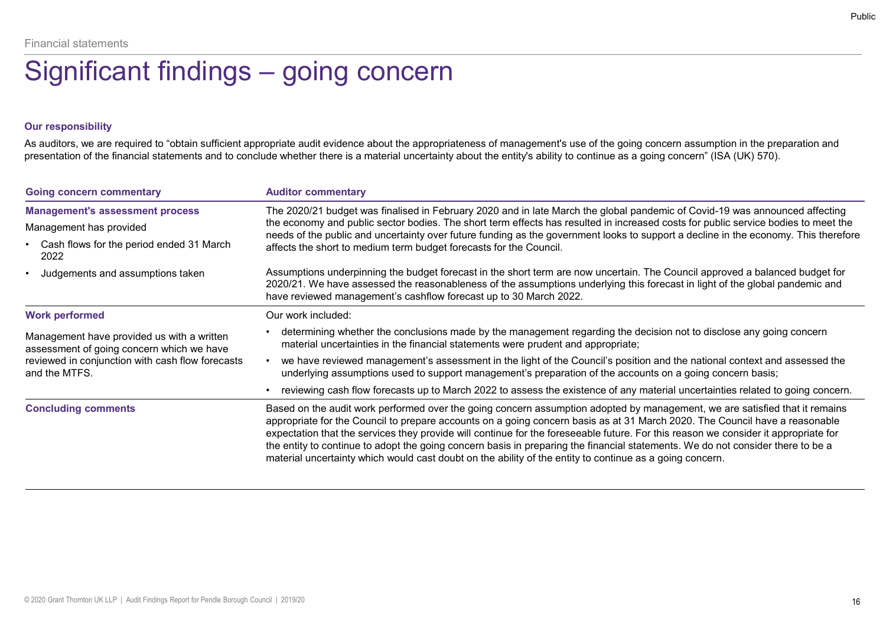Financial statements

# Significant findings – going concern

**Our responsibility**

As auditors, we are required to “obtain sufficient appropriate audit evidence about the appropriateness of management's use of the going concern assumption in the preparation and presentation of the financial statements and to conclude whether there is a material uncertainty about the entity's ability to continue as a going concern” (ISA (UK) 570).

| Going concern commentary | Auditor commentary |
|---|---|
| **Management's assessment process**<br>Management has provided<br>• Cash flows for the period ended 31 March 2022<br>• Judgements and assumptions taken | The 2020/21 budget was finalised in February 2020 and in late March the global pandemic of Covid-19 was announced affecting the economy and public sector bodies. The short term effects has resulted in increased costs for public service bodies to meet the needs of the public and uncertainty over future funding as the government looks to support a decline in the economy. This therefore affects the short to medium term budget forecasts for the Council.<br><br>Assumptions underpinning the budget forecast in the short term are now uncertain. The Council approved a balanced budget for 2020/21. We have assessed the reasonableness of the assumptions underlying this forecast in light of the global pandemic and have reviewed management’s cashflow forecast up to 30 March 2022. |
| **Work performed**<br>Management have provided us with a written assessment of going concern which we have reviewed in conjunction with cash flow forecasts and the MTFS. | Our work included:<br>• determining whether the conclusions made by the management regarding the decision not to disclose any going concern material uncertainties in the financial statements were prudent and appropriate;<br>• we have reviewed management’s assessment in the light of the Council’s position and the national context and assessed the underlying assumptions used to support management’s preparation of the accounts on a going concern basis;<br>• reviewing cash flow forecasts up to March 2022 to assess the existence of any material uncertainties related to going concern. |
| **Concluding comments** | Based on the audit work performed over the going concern assumption adopted by management, we are satisfied that it remains appropriate for the Council to prepare accounts on a going concern basis as at 31 March 2020. The Council have a reasonable expectation that the services they provide will continue for the foreseeable future. For this reason we consider it appropriate for the entity to continue to adopt the going concern basis in preparing the financial statements. We do not consider there to be a material uncertainty which would cast doubt on the ability of the entity to continue as a going concern. |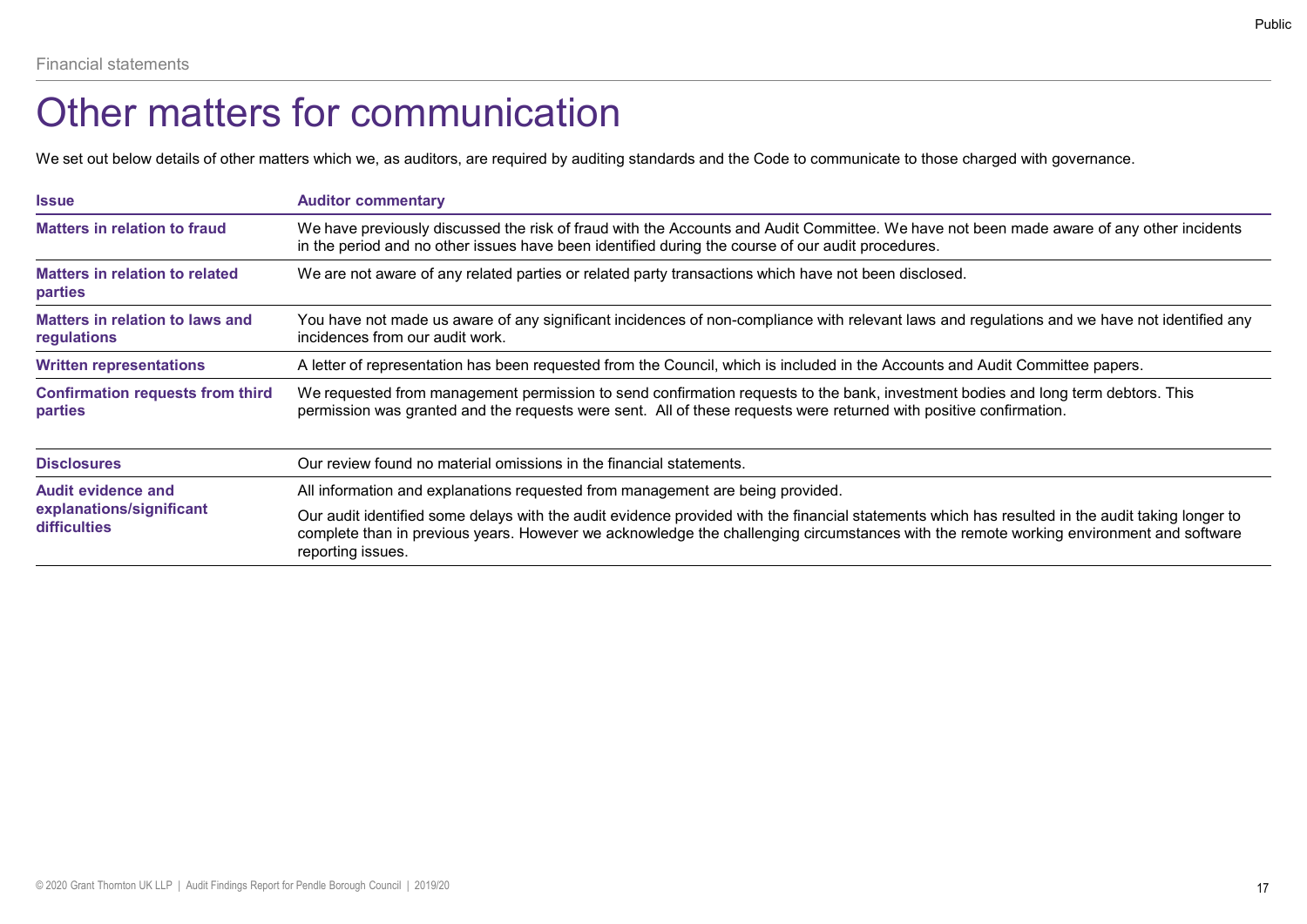Financial statements

# Other matters for communication

We set out below details of other matters which we, as auditors, are required by auditing standards and the Code to communicate to those charged with governance.

| Issue | Auditor commentary |
| --- | --- |
| **Matters in relation to fraud** | We have previously discussed the risk of fraud with the Accounts and Audit Committee. We have not been made aware of any other incidents in the period and no other issues have been identified during the course of our audit procedures. |
| **Matters in relation to related parties** | We are not aware of any related parties or related party transactions which have not been disclosed. |
| **Matters in relation to laws and regulations** | You have not made us aware of any significant incidences of non-compliance with relevant laws and regulations and we have not identified any incidences from our audit work. |
| **Written representations** | A letter of representation has been requested from the Council, which is included in the Accounts and Audit Committee papers. |
| **Confirmation requests from third parties** | We requested from management permission to send confirmation requests to the bank, investment bodies and long term debtors. This permission was granted and the requests were sent. All of these requests were returned with positive confirmation. |
| **Disclosures** | Our review found no material omissions in the financial statements. |
| **Audit evidence and explanations/significant difficulties** | All information and explanations requested from management are being provided.<br><br>Our audit identified some delays with the audit evidence provided with the financial statements which has resulted in the audit taking longer to complete than in previous years. However we acknowledge the challenging circumstances with the remote working environment and software reporting issues. |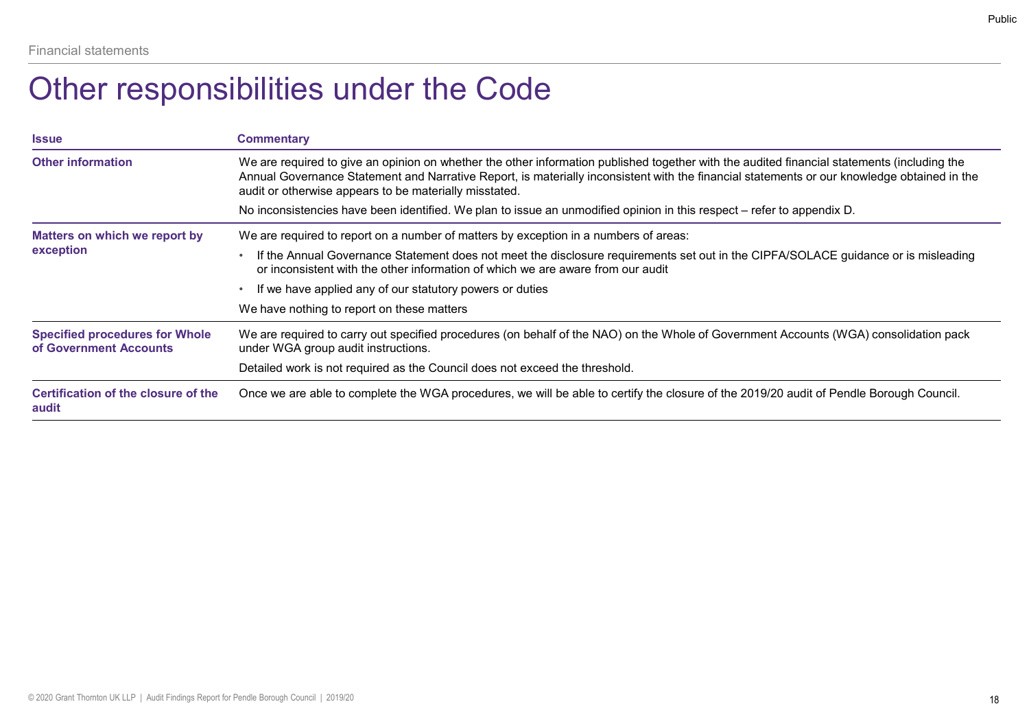Financial statements

# Other responsibilities under the Code

| Issue | Commentary |
| --- | --- |
| **Other information** | We are required to give an opinion on whether the other information published together with the audited financial statements (including the Annual Governance Statement and Narrative Report, is materially inconsistent with the financial statements or our knowledge obtained in the audit or otherwise appears to be materially misstated.<br><br>No inconsistencies have been identified. We plan to issue an unmodified opinion in this respect – refer to appendix D. |
| **Matters on which we report by exception** | We are required to report on a number of matters by exception in a numbers of areas:<br>• If the Annual Governance Statement does not meet the disclosure requirements set out in the CIPFA/SOLACE guidance or is misleading or inconsistent with the other information of which we are aware from our audit<br>• If we have applied any of our statutory powers or duties<br><br>We have nothing to report on these matters |
| **Specified procedures for Whole of Government Accounts** | We are required to carry out specified procedures (on behalf of the NAO) on the Whole of Government Accounts (WGA) consolidation pack under WGA group audit instructions.<br><br>Detailed work is not required as the Council does not exceed the threshold. |
| **Certification of the closure of the audit** | Once we are able to complete the WGA procedures, we will be able to certify the closure of the 2019/20 audit of Pendle Borough Council. |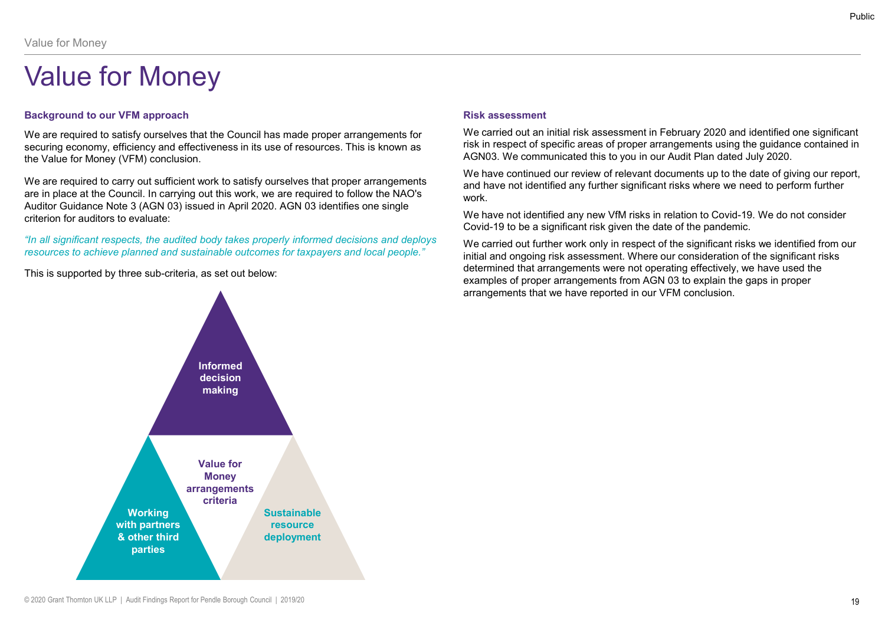# Value for Money

### Background to our VFM approach

We are required to satisfy ourselves that the Council has made proper arrangements for securing economy, efficiency and effectiveness in its use of resources. This is known as the Value for Money (VFM) conclusion.

We are required to carry out sufficient work to satisfy ourselves that proper arrangements are in place at the Council. In carrying out this work, we are required to follow the NAO's Auditor Guidance Note 3 (AGN 03) issued in April 2020. AGN 03 identifies one single criterion for auditors to evaluate:

*"In all significant respects, the audited body takes properly informed decisions and deploys resources to achieve planned and sustainable outcomes for taxpayers and local people."*

This is supported by three sub-criteria, as set out below:

**Informed decision making**

**Value for Money arrangements criteria**

**Working with partners & other third parties**

**Sustainable resource deployment**

### Risk assessment

We carried out an initial risk assessment in February 2020 and identified one significant risk in respect of specific areas of proper arrangements using the guidance contained in AGN03. We communicated this to you in our Audit Plan dated July 2020.

We have continued our review of relevant documents up to the date of giving our report, and have not identified any further significant risks where we need to perform further work.

We have not identified any new VfM risks in relation to Covid-19. We do not consider Covid-19 to be a significant risk given the date of the pandemic.

We carried out further work only in respect of the significant risks we identified from our initial and ongoing risk assessment. Where our consideration of the significant risks determined that arrangements were not operating effectively, we have used the examples of proper arrangements from AGN 03 to explain the gaps in proper arrangements that we have reported in our VFM conclusion.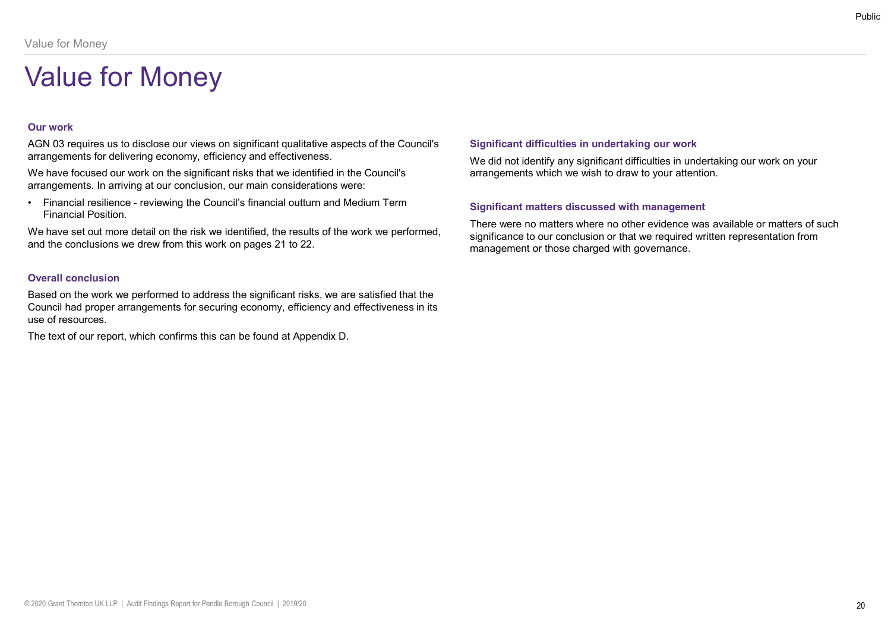# Value for Money

### Our work

AGN 03 requires us to disclose our views on significant qualitative aspects of the Council's arrangements for delivering economy, efficiency and effectiveness.

We have focused our work on the significant risks that we identified in the Council's arrangements. In arriving at our conclusion, our main considerations were:

- Financial resilience - reviewing the Council's financial outturn and Medium Term Financial Position.

We have set out more detail on the risk we identified, the results of the work we performed, and the conclusions we drew from this work on pages 21 to 22.

### Overall conclusion

Based on the work we performed to address the significant risks, we are satisfied that the Council had proper arrangements for securing economy, efficiency and effectiveness in its use of resources.

The text of our report, which confirms this can be found at Appendix D.

### Significant difficulties in undertaking our work

We did not identify any significant difficulties in undertaking our work on your arrangements which we wish to draw to your attention.

### Significant matters discussed with management

There were no matters where no other evidence was available or matters of such significance to our conclusion or that we required written representation from management or those charged with governance.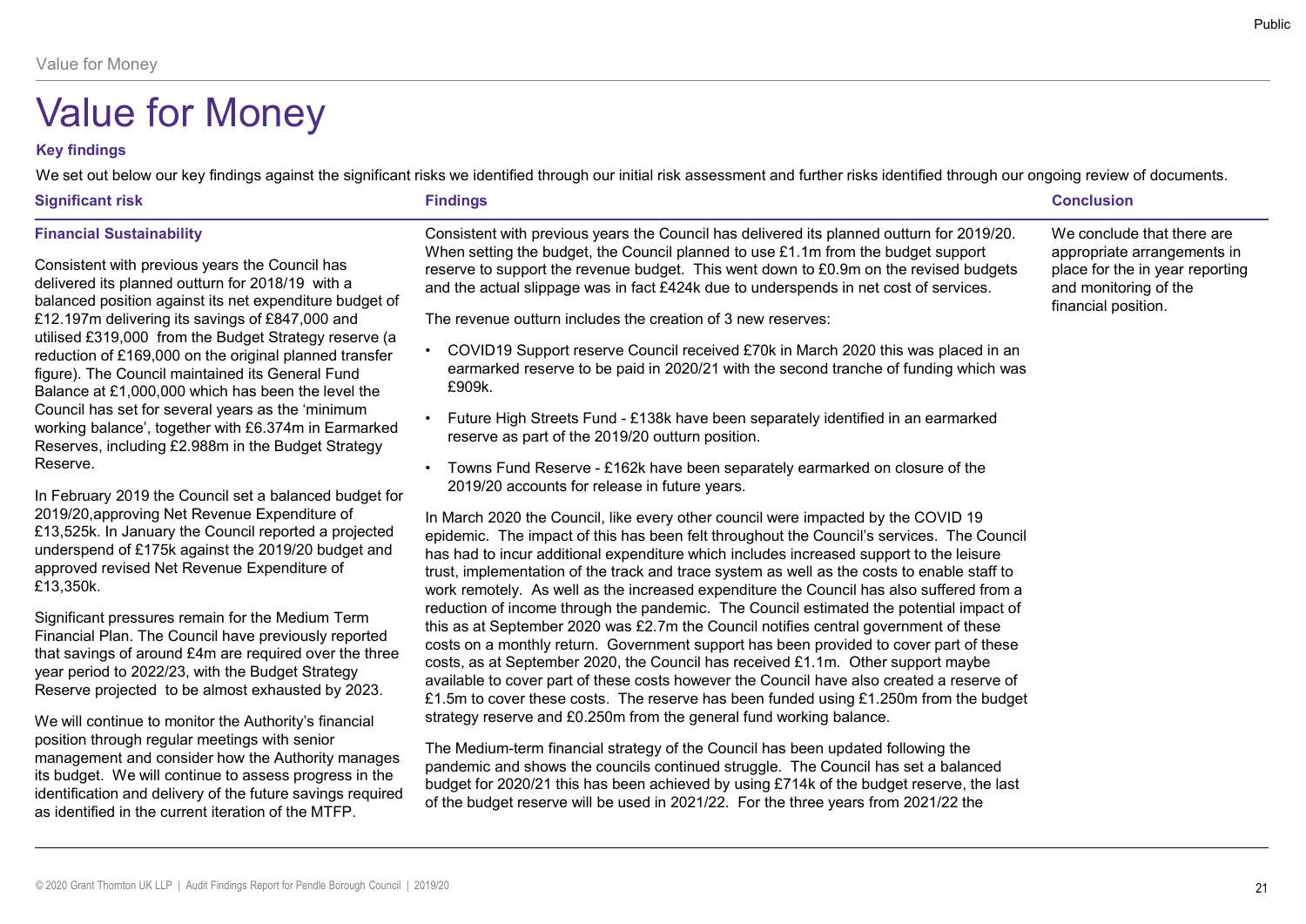# Value for Money

**Key findings**

We set out below our key findings against the significant risks we identified through our initial risk assessment and further risks identified through our ongoing review of documents.

| Significant risk | Findings | Conclusion |
|---|---|---|
| **Financial Sustainability**<br><br>Consistent with previous years the Council has delivered its planned outturn for 2018/19 with a balanced position against its net expenditure budget of £12.197m delivering its savings of £847,000 and utilised £319,000 from the Budget Strategy reserve (a reduction of £169,000 on the original planned transfer figure). The Council maintained its General Fund Balance at £1,000,000 which has been the level the Council has set for several years as the 'minimum working balance', together with £6.374m in Earmarked Reserves, including £2.988m in the Budget Strategy Reserve.<br><br>In February 2019 the Council set a balanced budget for 2019/20,approving Net Revenue Expenditure of £13,525k. In January the Council reported a projected underspend of £175k against the 2019/20 budget and approved revised Net Revenue Expenditure of £13,350k.<br><br>Significant pressures remain for the Medium Term Financial Plan. The Council have previously reported that savings of around £4m are required over the three year period to 2022/23, with the Budget Strategy Reserve projected to be almost exhausted by 2023.<br><br>We will continue to monitor the Authority's financial position through regular meetings with senior management and consider how the Authority manages its budget. We will continue to assess progress in the identification and delivery of the future savings required as identified in the current iteration of the MTFP. | Consistent with previous years the Council has delivered its planned outturn for 2019/20. When setting the budget, the Council planned to use £1.1m from the budget support reserve to support the revenue budget. This went down to £0.9m on the revised budgets and the actual slippage was in fact £424k due to underspends in net cost of services.<br><br>The revenue outturn includes the creation of 3 new reserves:<br><br>• COVID19 Support reserve Council received £70k in March 2020 this was placed in an earmarked reserve to be paid in 2020/21 with the second tranche of funding which was £909k.<br><br>• Future High Streets Fund - £138k have been separately identified in an earmarked reserve as part of the 2019/20 outturn position.<br><br>• Towns Fund Reserve - £162k have been separately earmarked on closure of the 2019/20 accounts for release in future years.<br><br>In March 2020 the Council, like every other council were impacted by the COVID 19 epidemic. The impact of this has been felt throughout the Council's services. The Council has had to incur additional expenditure which includes increased support to the leisure trust, implementation of the track and trace system as well as the costs to enable staff to work remotely. As well as the increased expenditure the Council has also suffered from a reduction of income through the pandemic. The Council estimated the potential impact of this as at September 2020 was £2.7m the Council notifies central government of these costs on a monthly return. Government support has been provided to cover part of these costs, as at September 2020, the Council has received £1.1m. Other support maybe available to cover part of these costs however the Council have also created a reserve of £1.5m to cover these costs. The reserve has been funded using £1.250m from the budget strategy reserve and £0.250m from the general fund working balance.<br><br>The Medium-term financial strategy of the Council has been updated following the pandemic and shows the councils continued struggle. The Council has set a balanced budget for 2020/21 this has been achieved by using £714k of the budget reserve, the last of the budget reserve will be used in 2021/22. For the three years from 2021/22 the | We conclude that there are appropriate arrangements in place for the in year reporting and monitoring of the financial position. |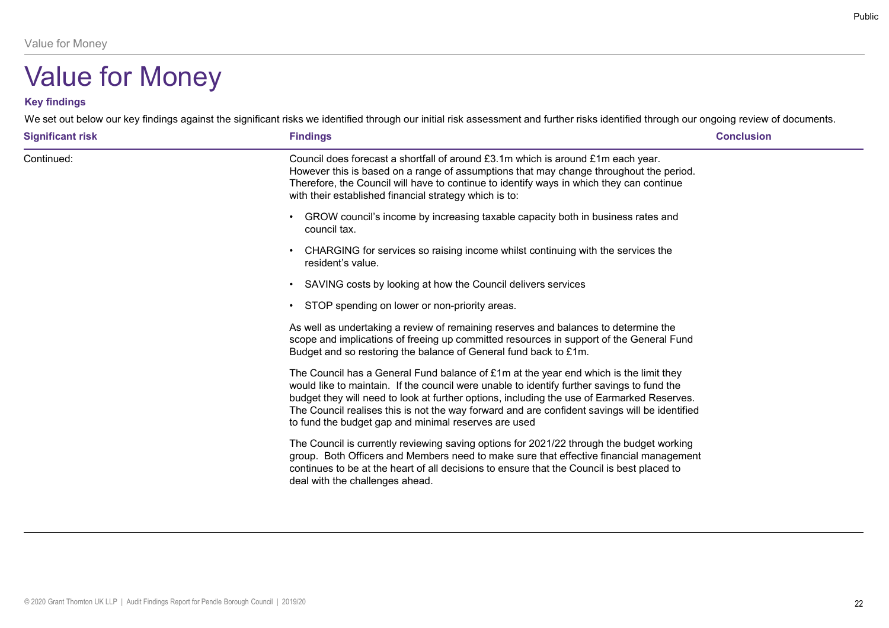# Value for Money

**Key findings**

We set out below our key findings against the significant risks we identified through our initial risk assessment and further risks identified through our ongoing review of documents.

| Significant risk | Findings | Conclusion |
|---|---|---|
| Continued: | Council does forecast a shortfall of around £3.1m which is around £1m each year. However this is based on a range of assumptions that may change throughout the period. Therefore, the Council will have to continue to identify ways in which they can continue with their established financial strategy which is to:<br><br>• GROW council's income by increasing taxable capacity both in business rates and council tax.<br><br>• CHARGING for services so raising income whilst continuing with the services the resident's value.<br><br>• SAVING costs by looking at how the Council delivers services<br><br>• STOP spending on lower or non-priority areas.<br><br>As well as undertaking a review of remaining reserves and balances to determine the scope and implications of freeing up committed resources in support of the General Fund Budget and so restoring the balance of General fund back to £1m.<br><br>The Council has a General Fund balance of £1m at the year end which is the limit they would like to maintain. If the council were unable to identify further savings to fund the budget they will need to look at further options, including the use of Earmarked Reserves. The Council realises this is not the way forward and are confident savings will be identified to fund the budget gap and minimal reserves are used<br><br>The Council is currently reviewing saving options for 2021/22 through the budget working group. Both Officers and Members need to make sure that effective financial management continues to be at the heart of all decisions to ensure that the Council is best placed to deal with the challenges ahead. | |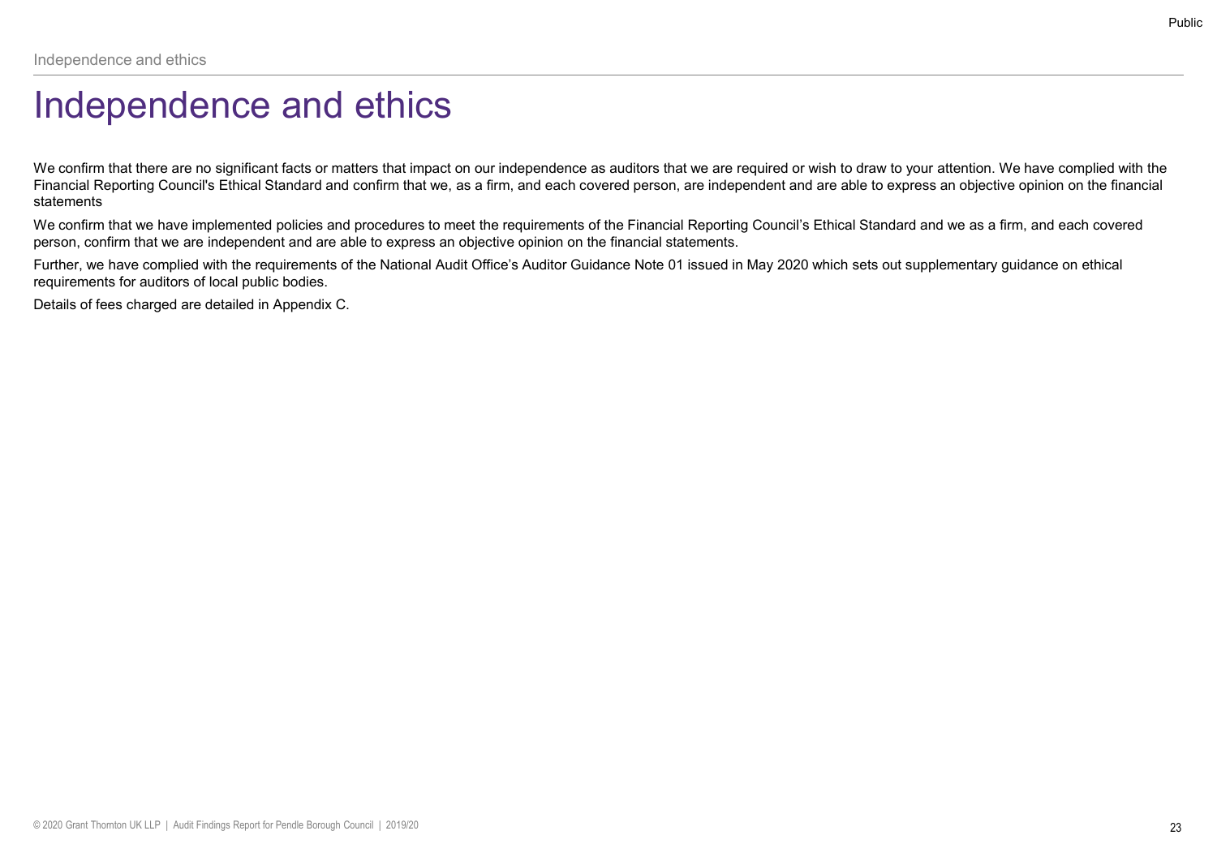# Independence and ethics

We confirm that there are no significant facts or matters that impact on our independence as auditors that we are required or wish to draw to your attention. We have complied with the Financial Reporting Council's Ethical Standard and confirm that we, as a firm, and each covered person, are independent and are able to express an objective opinion on the financial statements

We confirm that we have implemented policies and procedures to meet the requirements of the Financial Reporting Council's Ethical Standard and we as a firm, and each covered person, confirm that we are independent and are able to express an objective opinion on the financial statements.

Further, we have complied with the requirements of the National Audit Office's Auditor Guidance Note 01 issued in May 2020 which sets out supplementary guidance on ethical requirements for auditors of local public bodies.

Details of fees charged are detailed in Appendix C.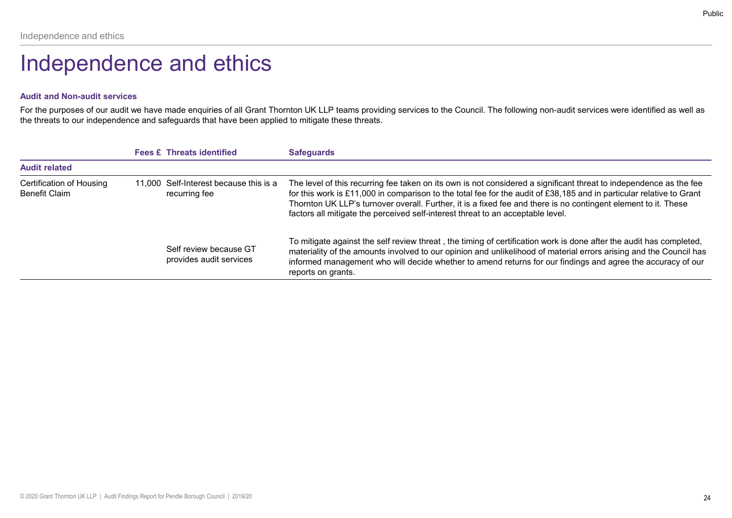# Independence and ethics

### Audit and Non-audit services

For the purposes of our audit we have made enquiries of all Grant Thornton UK LLP teams providing services to the Council. The following non-audit services were identified as well as the threats to our independence and safeguards that have been applied to mitigate these threats.

| | Fees £ | Threats identified | Safeguards |
|---|---|---|---|
| **Audit related** | | | |
| Certification of Housing Benefit Claim | 11,000 | Self-Interest because this is a recurring fee | The level of this recurring fee taken on its own is not considered a significant threat to independence as the fee for this work is £11,000 in comparison to the total fee for the audit of £38,185 and in particular relative to Grant Thornton UK LLP's turnover overall. Further, it is a fixed fee and there is no contingent element to it. These factors all mitigate the perceived self-interest threat to an acceptable level. |
| | | Self review because GT provides audit services | To mitigate against the self review threat , the timing of certification work is done after the audit has completed, materiality of the amounts involved to our opinion and unlikelihood of material errors arising and the Council has informed management who will decide whether to amend returns for our findings and agree the accuracy of our reports on grants. |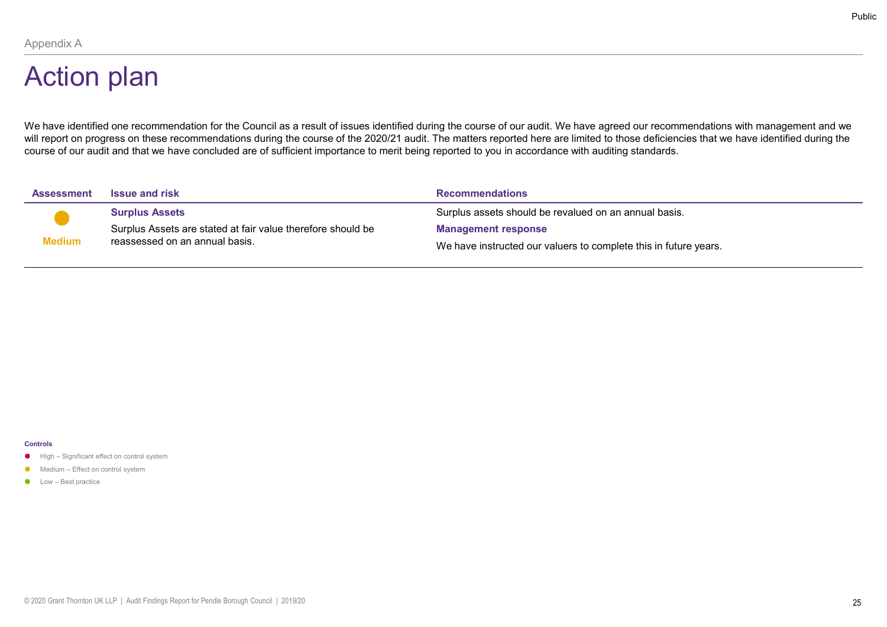Appendix A

# Action plan

We have identified one recommendation for the Council as a result of issues identified during the course of our audit. We have agreed our recommendations with management and we will report on progress on these recommendations during the course of the 2020/21 audit. The matters reported here are limited to those deficiencies that we have identified during the course of our audit and that we have concluded are of sufficient importance to merit being reported to you in accordance with auditing standards.

| Assessment | Issue and risk | Recommendations |
|---|---|---|
| ● Medium | **Surplus Assets**<br>Surplus Assets are stated at fair value therefore should be reassessed on an annual basis. | Surplus assets should be revalued on an annual basis.<br>**Management response**<br>We have instructed our valuers to complete this in future years. |

**Controls**

- ● High – Significant effect on control system
- ● Medium – Effect on control system
- ● Low – Best practice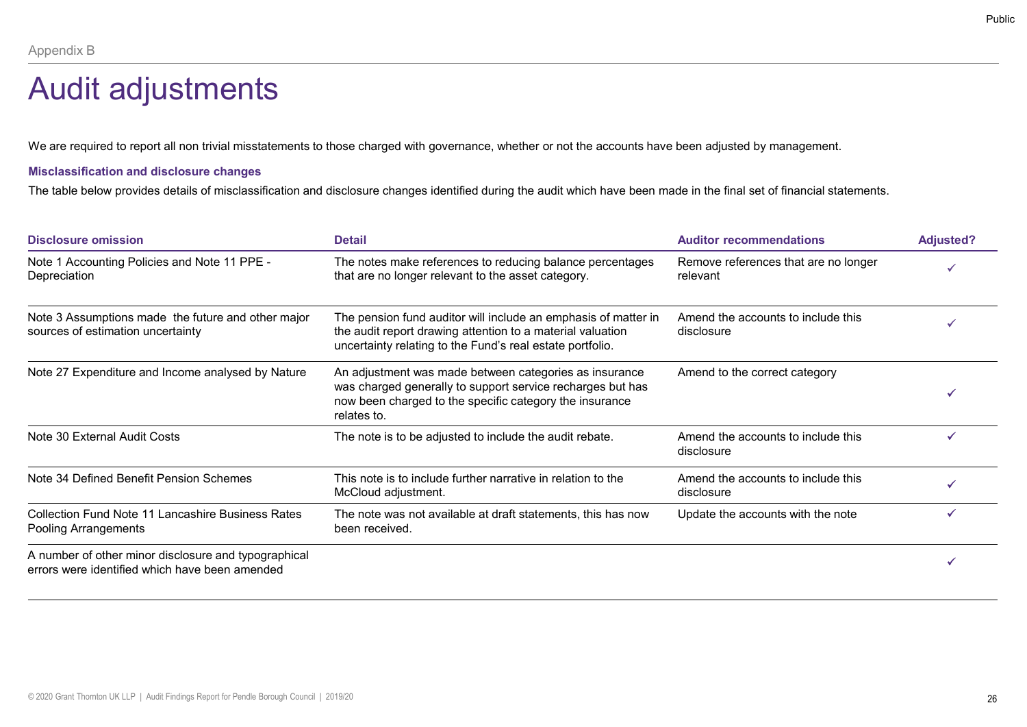Appendix B

# Audit adjustments

We are required to report all non trivial misstatements to those charged with governance, whether or not the accounts have been adjusted by management.

### Misclassification and disclosure changes

The table below provides details of misclassification and disclosure changes identified during the audit which have been made in the final set of financial statements.

| Disclosure omission | Detail | Auditor recommendations | Adjusted? |
|---|---|---|---|
| Note 1 Accounting Policies and Note 11 PPE - Depreciation | The notes make references to reducing balance percentages that are no longer relevant to the asset category. | Remove references that are no longer relevant | ✓ |
| Note 3 Assumptions made the future and other major sources of estimation uncertainty | The pension fund auditor will include an emphasis of matter in the audit report drawing attention to a material valuation uncertainty relating to the Fund's real estate portfolio. | Amend the accounts to include this disclosure | ✓ |
| Note 27 Expenditure and Income analysed by Nature | An adjustment was made between categories as insurance was charged generally to support service recharges but has now been charged to the specific category the insurance relates to. | Amend to the correct category | ✓ |
| Note 30 External Audit Costs | The note is to be adjusted to include the audit rebate. | Amend the accounts to include this disclosure | ✓ |
| Note 34 Defined Benefit Pension Schemes | This note is to include further narrative in relation to the McCloud adjustment. | Amend the accounts to include this disclosure | ✓ |
| Collection Fund Note 11 Lancashire Business Rates Pooling Arrangements | The note was not available at draft statements, this has now been received. | Update the accounts with the note | ✓ |
| A number of other minor disclosure and typographical errors were identified which have been amended | | | ✓ |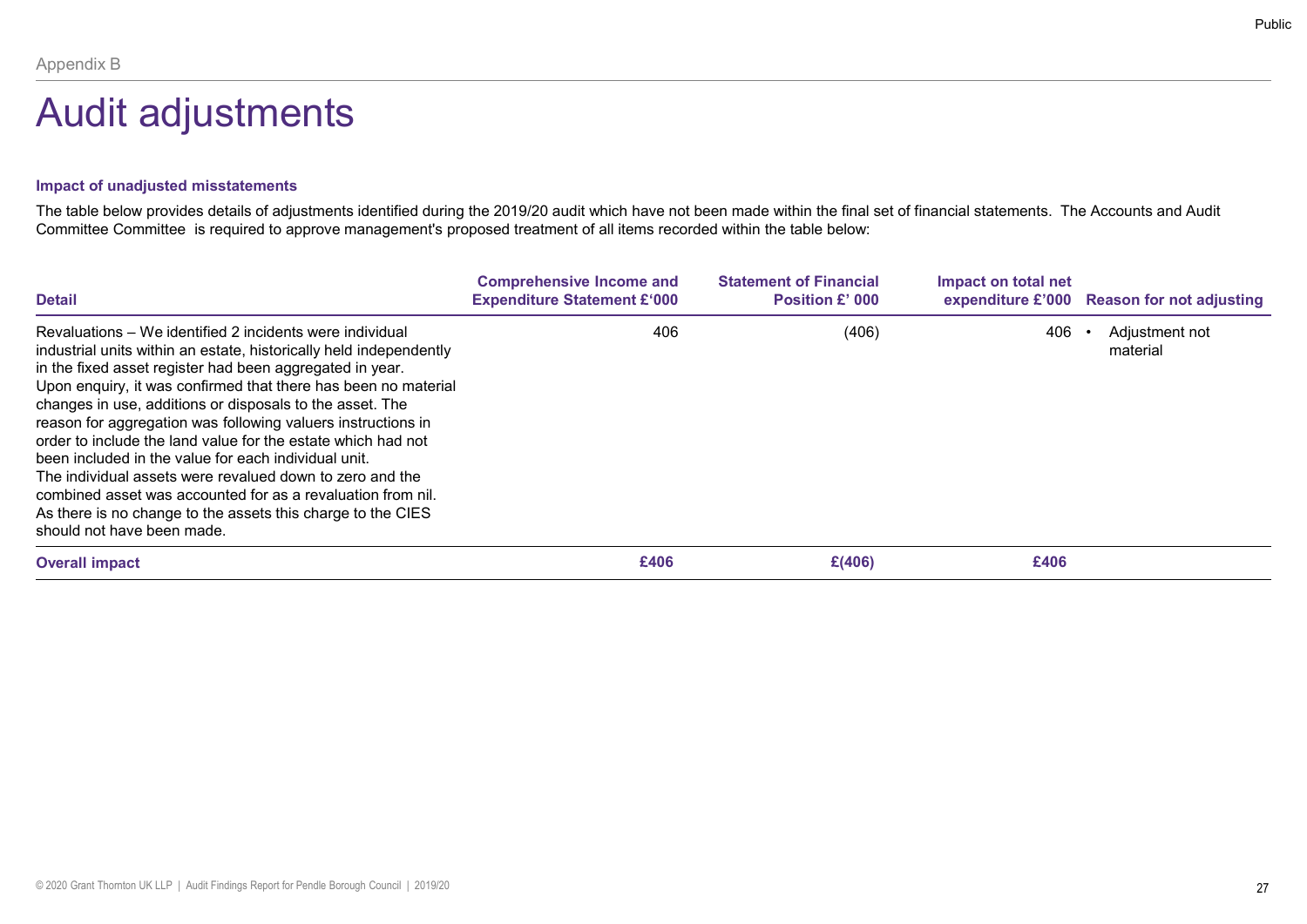Appendix B

# Audit adjustments

### Impact of unadjusted misstatements

The table below provides details of adjustments identified during the 2019/20 audit which have not been made within the final set of financial statements. The Accounts and Audit Committee Committee is required to approve management's proposed treatment of all items recorded within the table below:

| Detail | Comprehensive Income and Expenditure Statement £'000 | Statement of Financial Position £' 000 | Impact on total net expenditure £'000 | Reason for not adjusting |
|---|---|---|---|---|
| Revaluations – We identified 2 incidents were individual industrial units within an estate, historically held independently in the fixed asset register had been aggregated in year. Upon enquiry, it was confirmed that there has been no material changes in use, additions or disposals to the asset. The reason for aggregation was following valuers instructions in order to include the land value for the estate which had not been included in the value for each individual unit. The individual assets were revalued down to zero and the combined asset was accounted for as a revaluation from nil. As there is no change to the assets this charge to the CIES should not have been made. | 406 | (406) | 406 | • Adjustment not material |
| **Overall impact** | **£406** | **£(406)** | **£406** | |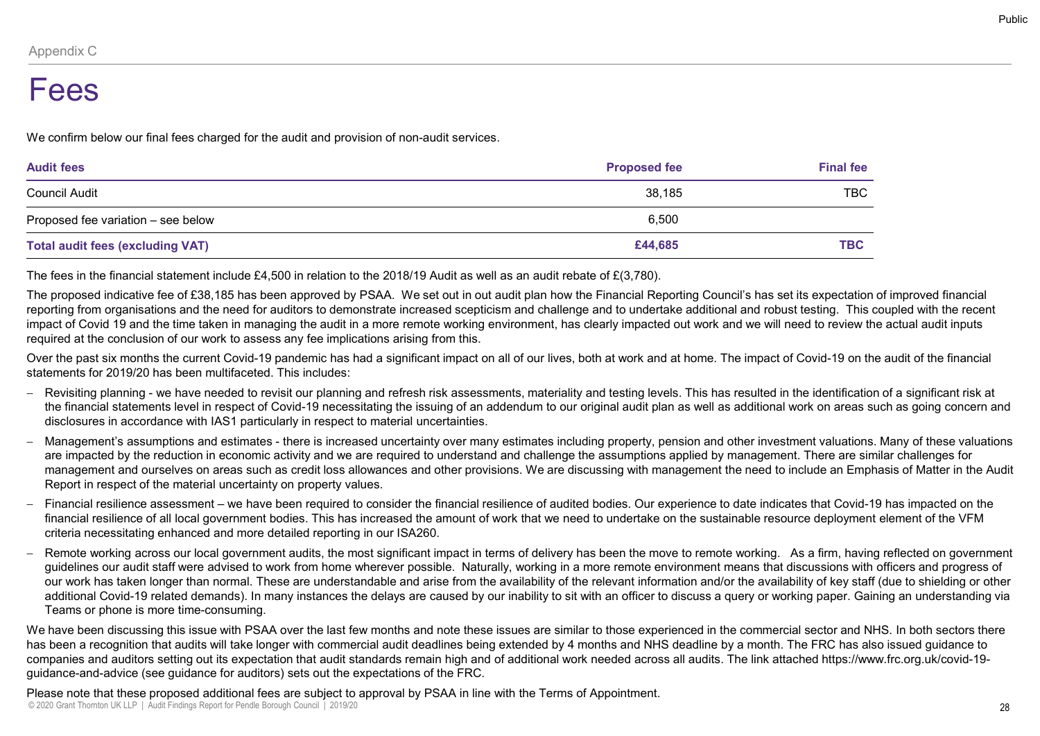Appendix C

# Fees

We confirm below our final fees charged for the audit and provision of non-audit services.

| Audit fees | Proposed fee | Final fee |
|---|---|---|
| Council Audit | 38,185 | TBC |
| Proposed fee variation – see below | 6,500 | |
| **Total audit fees (excluding VAT)** | **£44,685** | **TBC** |

The fees in the financial statement include £4,500 in relation to the 2018/19 Audit as well as an audit rebate of £(3,780).

The proposed indicative fee of £38,185 has been approved by PSAA. We set out in out audit plan how the Financial Reporting Council's has set its expectation of improved financial reporting from organisations and the need for auditors to demonstrate increased scepticism and challenge and to undertake additional and robust testing. This coupled with the recent impact of Covid 19 and the time taken in managing the audit in a more remote working environment, has clearly impacted out work and we will need to review the actual audit inputs required at the conclusion of our work to assess any fee implications arising from this.

Over the past six months the current Covid-19 pandemic has had a significant impact on all of our lives, both at work and at home. The impact of Covid-19 on the audit of the financial statements for 2019/20 has been multifaceted. This includes:

- Revisiting planning - we have needed to revisit our planning and refresh risk assessments, materiality and testing levels. This has resulted in the identification of a significant risk at the financial statements level in respect of Covid-19 necessitating the issuing of an addendum to our original audit plan as well as additional work on areas such as going concern and disclosures in accordance with IAS1 particularly in respect to material uncertainties.
- Management's assumptions and estimates - there is increased uncertainty over many estimates including property, pension and other investment valuations. Many of these valuations are impacted by the reduction in economic activity and we are required to understand and challenge the assumptions applied by management. There are similar challenges for management and ourselves on areas such as credit loss allowances and other provisions. We are discussing with management the need to include an Emphasis of Matter in the Audit Report in respect of the material uncertainty on property values.
- Financial resilience assessment – we have been required to consider the financial resilience of audited bodies. Our experience to date indicates that Covid-19 has impacted on the financial resilience of all local government bodies. This has increased the amount of work that we need to undertake on the sustainable resource deployment element of the VFM criteria necessitating enhanced and more detailed reporting in our ISA260.
- Remote working across our local government audits, the most significant impact in terms of delivery has been the move to remote working. As a firm, having reflected on government guidelines our audit staff were advised to work from home wherever possible. Naturally, working in a more remote environment means that discussions with officers and progress of our work has taken longer than normal. These are understandable and arise from the availability of the relevant information and/or the availability of key staff (due to shielding or other additional Covid-19 related demands). In many instances the delays are caused by our inability to sit with an officer to discuss a query or working paper. Gaining an understanding via Teams or phone is more time-consuming.

We have been discussing this issue with PSAA over the last few months and note these issues are similar to those experienced in the commercial sector and NHS. In both sectors there has been a recognition that audits will take longer with commercial audit deadlines being extended by 4 months and NHS deadline by a month. The FRC has also issued guidance to companies and auditors setting out its expectation that audit standards remain high and of additional work needed across all audits. The link attached https://www.frc.org.uk/covid-19-guidance-and-advice (see guidance for auditors) sets out the expectations of the FRC.

Please note that these proposed additional fees are subject to approval by PSAA in line with the Terms of Appointment.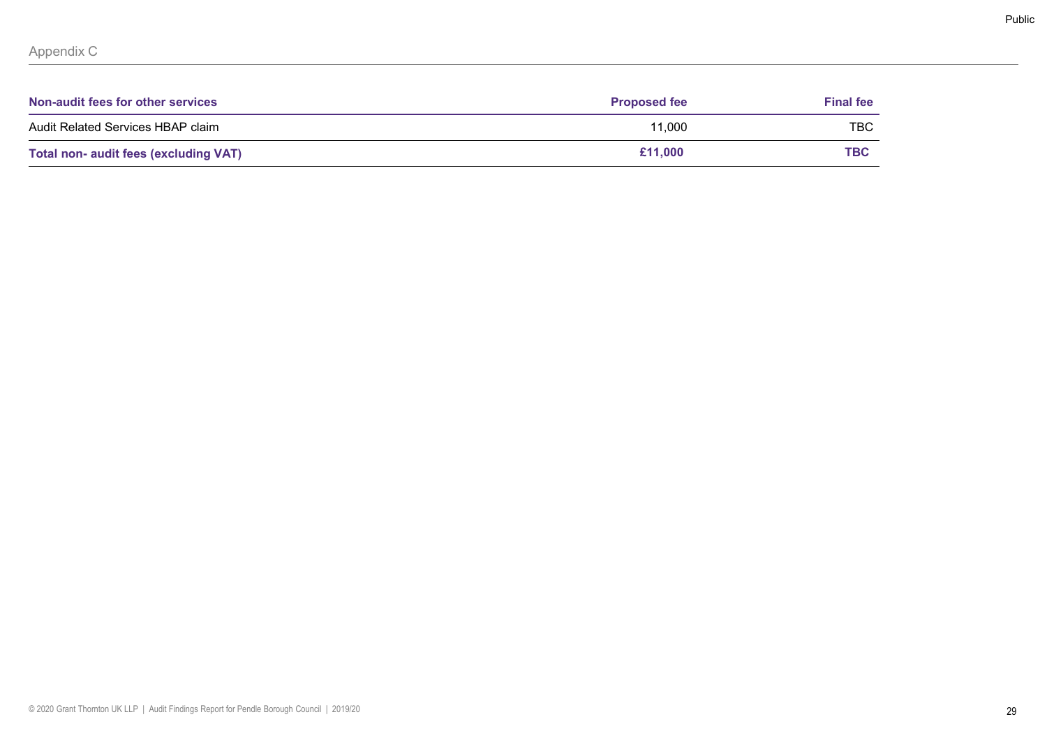## Appendix C

| Non-audit fees for other services | Proposed fee | Final fee |
|---|---|---|
| Audit Related Services HBAP claim | 11,000 | TBC |
| **Total non- audit fees (excluding VAT)** | **£11,000** | **TBC** |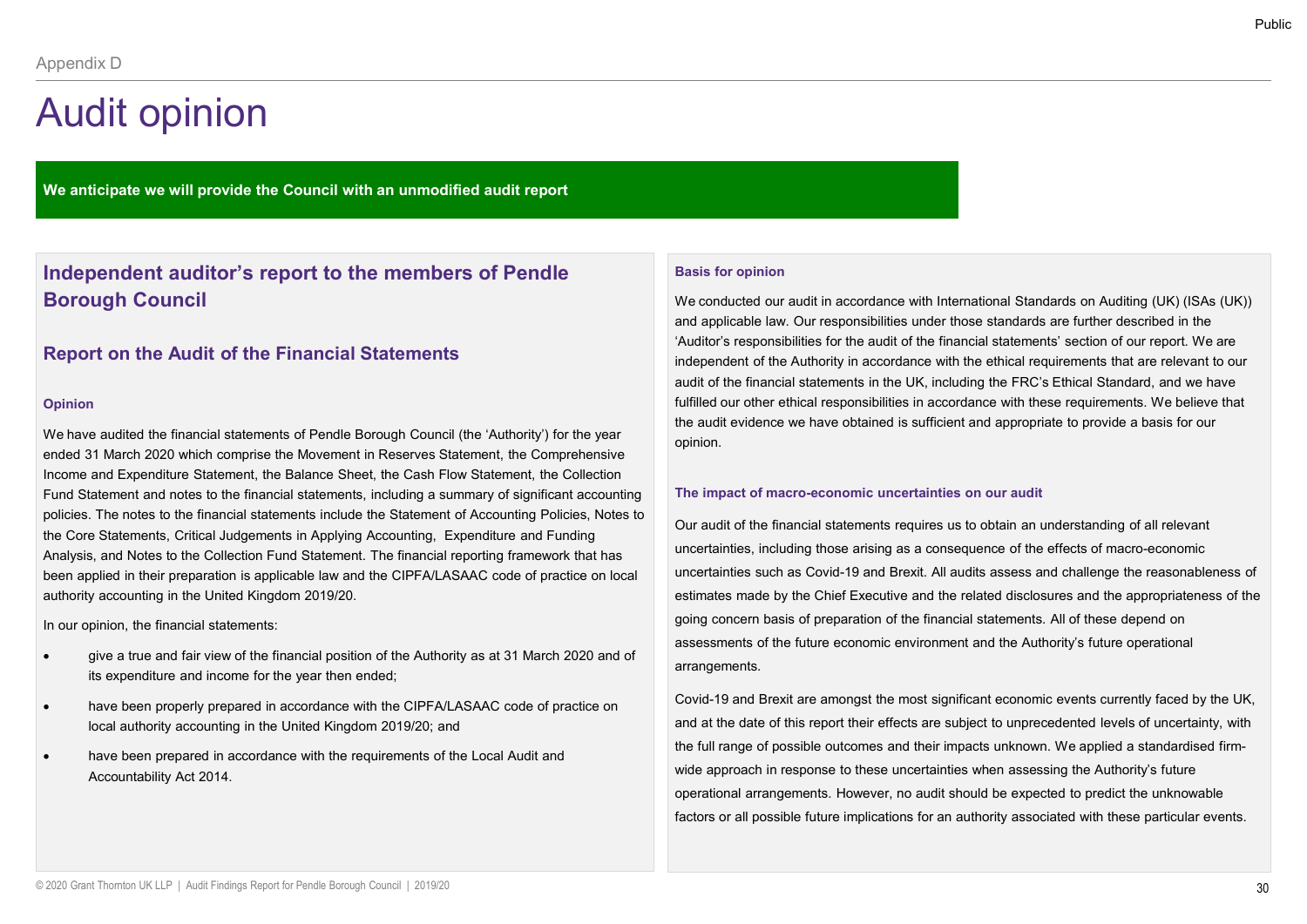Appendix D

# Audit opinion

**We anticipate we will provide the Council with an unmodified audit report**

## Independent auditor's report to the members of Pendle Borough Council

### Report on the Audit of the Financial Statements

#### Opinion

We have audited the financial statements of Pendle Borough Council (the 'Authority') for the year ended 31 March 2020 which comprise the Movement in Reserves Statement, the Comprehensive Income and Expenditure Statement, the Balance Sheet, the Cash Flow Statement, the Collection Fund Statement and notes to the financial statements, including a summary of significant accounting policies. The notes to the financial statements include the Statement of Accounting Policies, Notes to the Core Statements, Critical Judgements in Applying Accounting, Expenditure and Funding Analysis, and Notes to the Collection Fund Statement. The financial reporting framework that has been applied in their preparation is applicable law and the CIPFA/LASAAC code of practice on local authority accounting in the United Kingdom 2019/20.

In our opinion, the financial statements:

- give a true and fair view of the financial position of the Authority as at 31 March 2020 and of its expenditure and income for the year then ended;
- have been properly prepared in accordance with the CIPFA/LASAAC code of practice on local authority accounting in the United Kingdom 2019/20; and
- have been prepared in accordance with the requirements of the Local Audit and Accountability Act 2014.

#### Basis for opinion

We conducted our audit in accordance with International Standards on Auditing (UK) (ISAs (UK)) and applicable law. Our responsibilities under those standards are further described in the 'Auditor's responsibilities for the audit of the financial statements' section of our report. We are independent of the Authority in accordance with the ethical requirements that are relevant to our audit of the financial statements in the UK, including the FRC's Ethical Standard, and we have fulfilled our other ethical responsibilities in accordance with these requirements. We believe that the audit evidence we have obtained is sufficient and appropriate to provide a basis for our opinion.

#### The impact of macro-economic uncertainties on our audit

Our audit of the financial statements requires us to obtain an understanding of all relevant uncertainties, including those arising as a consequence of the effects of macro-economic uncertainties such as Covid-19 and Brexit. All audits assess and challenge the reasonableness of estimates made by the Chief Executive and the related disclosures and the appropriateness of the going concern basis of preparation of the financial statements. All of these depend on assessments of the future economic environment and the Authority's future operational arrangements.

Covid-19 and Brexit are amongst the most significant economic events currently faced by the UK, and at the date of this report their effects are subject to unprecedented levels of uncertainty, with the full range of possible outcomes and their impacts unknown. We applied a standardised firm-wide approach in response to these uncertainties when assessing the Authority's future operational arrangements. However, no audit should be expected to predict the unknowable factors or all possible future implications for an authority associated with these particular events.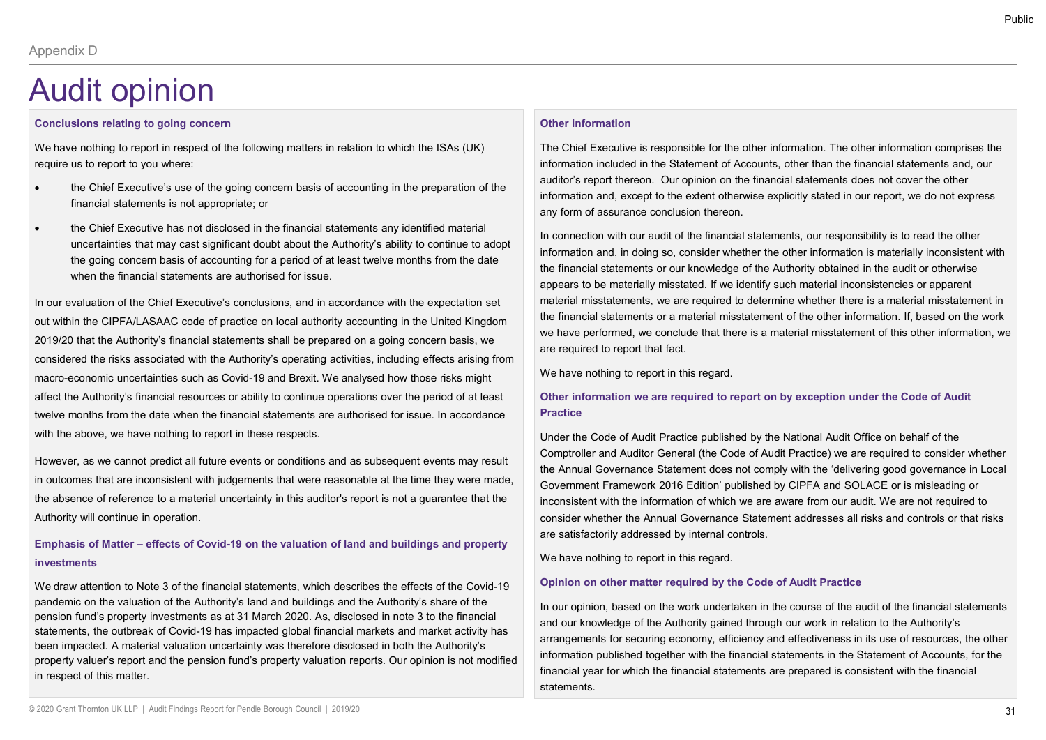Appendix D

# Audit opinion

### Conclusions relating to going concern

We have nothing to report in respect of the following matters in relation to which the ISAs (UK) require us to report to you where:

- the Chief Executive's use of the going concern basis of accounting in the preparation of the financial statements is not appropriate; or
- the Chief Executive has not disclosed in the financial statements any identified material uncertainties that may cast significant doubt about the Authority's ability to continue to adopt the going concern basis of accounting for a period of at least twelve months from the date when the financial statements are authorised for issue.

In our evaluation of the Chief Executive's conclusions, and in accordance with the expectation set out within the CIPFA/LASAAC code of practice on local authority accounting in the United Kingdom 2019/20 that the Authority's financial statements shall be prepared on a going concern basis, we considered the risks associated with the Authority's operating activities, including effects arising from macro-economic uncertainties such as Covid-19 and Brexit. We analysed how those risks might affect the Authority's financial resources or ability to continue operations over the period of at least twelve months from the date when the financial statements are authorised for issue. In accordance with the above, we have nothing to report in these respects.

However, as we cannot predict all future events or conditions and as subsequent events may result in outcomes that are inconsistent with judgements that were reasonable at the time they were made, the absence of reference to a material uncertainty in this auditor's report is not a guarantee that the Authority will continue in operation.

### Emphasis of Matter – effects of Covid-19 on the valuation of land and buildings and property investments

We draw attention to Note 3 of the financial statements, which describes the effects of the Covid-19 pandemic on the valuation of the Authority's land and buildings and the Authority's share of the pension fund's property investments as at 31 March 2020. As, disclosed in note 3 to the financial statements, the outbreak of Covid-19 has impacted global financial markets and market activity has been impacted. A material valuation uncertainty was therefore disclosed in both the Authority's property valuer's report and the pension fund's property valuation reports. Our opinion is not modified in respect of this matter.

### Other information

The Chief Executive is responsible for the other information. The other information comprises the information included in the Statement of Accounts, other than the financial statements and, our auditor's report thereon. Our opinion on the financial statements does not cover the other information and, except to the extent otherwise explicitly stated in our report, we do not express any form of assurance conclusion thereon.

In connection with our audit of the financial statements, our responsibility is to read the other information and, in doing so, consider whether the other information is materially inconsistent with the financial statements or our knowledge of the Authority obtained in the audit or otherwise appears to be materially misstated. If we identify such material inconsistencies or apparent material misstatements, we are required to determine whether there is a material misstatement in the financial statements or a material misstatement of the other information. If, based on the work we have performed, we conclude that there is a material misstatement of this other information, we are required to report that fact.

We have nothing to report in this regard.

### Other information we are required to report on by exception under the Code of Audit Practice

Under the Code of Audit Practice published by the National Audit Office on behalf of the Comptroller and Auditor General (the Code of Audit Practice) we are required to consider whether the Annual Governance Statement does not comply with the 'delivering good governance in Local Government Framework 2016 Edition' published by CIPFA and SOLACE or is misleading or inconsistent with the information of which we are aware from our audit. We are not required to consider whether the Annual Governance Statement addresses all risks and controls or that risks are satisfactorily addressed by internal controls.

We have nothing to report in this regard.

### Opinion on other matter required by the Code of Audit Practice

In our opinion, based on the work undertaken in the course of the audit of the financial statements and our knowledge of the Authority gained through our work in relation to the Authority's arrangements for securing economy, efficiency and effectiveness in its use of resources, the other information published together with the financial statements in the Statement of Accounts, for the financial year for which the financial statements are prepared is consistent with the financial statements.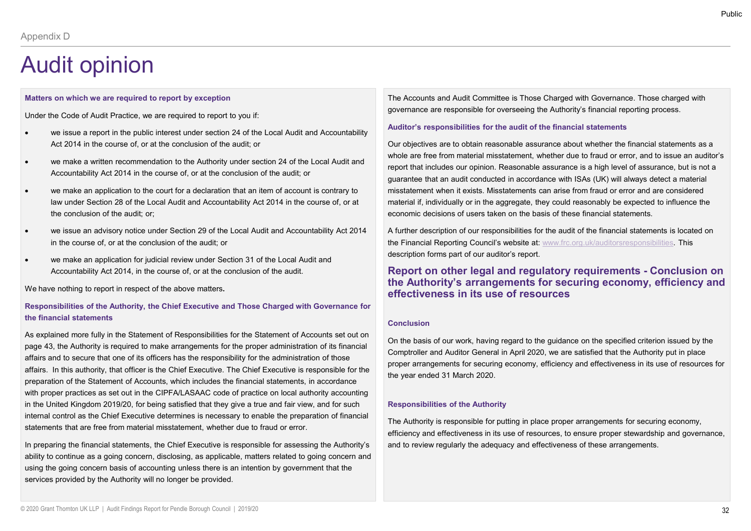Appendix D

# Audit opinion

### Matters on which we are required to report by exception

Under the Code of Audit Practice, we are required to report to you if:

- we issue a report in the public interest under section 24 of the Local Audit and Accountability Act 2014 in the course of, or at the conclusion of the audit; or
- we make a written recommendation to the Authority under section 24 of the Local Audit and Accountability Act 2014 in the course of, or at the conclusion of the audit; or
- we make an application to the court for a declaration that an item of account is contrary to law under Section 28 of the Local Audit and Accountability Act 2014 in the course of, or at the conclusion of the audit; or;
- we issue an advisory notice under Section 29 of the Local Audit and Accountability Act 2014 in the course of, or at the conclusion of the audit; or
- we make an application for judicial review under Section 31 of the Local Audit and Accountability Act 2014, in the course of, or at the conclusion of the audit.

We have nothing to report in respect of the above matters**.**

### Responsibilities of the Authority, the Chief Executive and Those Charged with Governance for the financial statements

As explained more fully in the Statement of Responsibilities for the Statement of Accounts set out on page 43, the Authority is required to make arrangements for the proper administration of its financial affairs and to secure that one of its officers has the responsibility for the administration of those affairs. In this authority, that officer is the Chief Executive. The Chief Executive is responsible for the preparation of the Statement of Accounts, which includes the financial statements, in accordance with proper practices as set out in the CIPFA/LASAAC code of practice on local authority accounting in the United Kingdom 2019/20, for being satisfied that they give a true and fair view, and for such internal control as the Chief Executive determines is necessary to enable the preparation of financial statements that are free from material misstatement, whether due to fraud or error.

In preparing the financial statements, the Chief Executive is responsible for assessing the Authority's ability to continue as a going concern, disclosing, as applicable, matters related to going concern and using the going concern basis of accounting unless there is an intention by government that the services provided by the Authority will no longer be provided.

The Accounts and Audit Committee is Those Charged with Governance. Those charged with governance are responsible for overseeing the Authority's financial reporting process.

### Auditor's responsibilities for the audit of the financial statements

Our objectives are to obtain reasonable assurance about whether the financial statements as a whole are free from material misstatement, whether due to fraud or error, and to issue an auditor's report that includes our opinion. Reasonable assurance is a high level of assurance, but is not a guarantee that an audit conducted in accordance with ISAs (UK) will always detect a material misstatement when it exists. Misstatements can arise from fraud or error and are considered material if, individually or in the aggregate, they could reasonably be expected to influence the economic decisions of users taken on the basis of these financial statements.

A further description of our responsibilities for the audit of the financial statements is located on the Financial Reporting Council's website at: www.frc.org.uk/auditorsresponsibilities. This description forms part of our auditor's report.

## Report on other legal and regulatory requirements - Conclusion on the Authority's arrangements for securing economy, efficiency and effectiveness in its use of resources

### Conclusion

On the basis of our work, having regard to the guidance on the specified criterion issued by the Comptroller and Auditor General in April 2020, we are satisfied that the Authority put in place proper arrangements for securing economy, efficiency and effectiveness in its use of resources for the year ended 31 March 2020.

### Responsibilities of the Authority

The Authority is responsible for putting in place proper arrangements for securing economy, efficiency and effectiveness in its use of resources, to ensure proper stewardship and governance, and to review regularly the adequacy and effectiveness of these arrangements.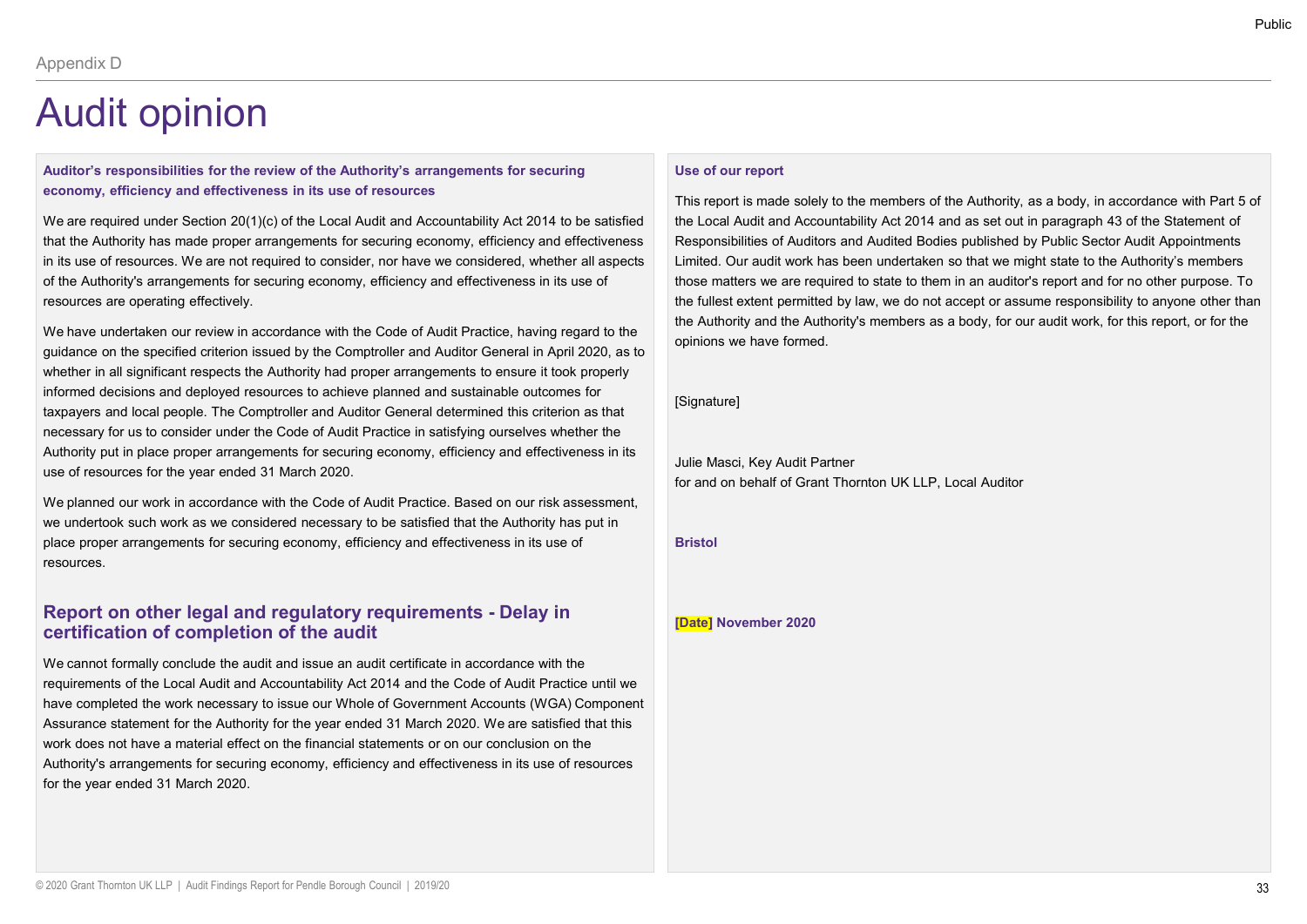Appendix D

# Audit opinion

**Auditor's responsibilities for the review of the Authority's arrangements for securing economy, efficiency and effectiveness in its use of resources**

We are required under Section 20(1)(c) of the Local Audit and Accountability Act 2014 to be satisfied that the Authority has made proper arrangements for securing economy, efficiency and effectiveness in its use of resources. We are not required to consider, nor have we considered, whether all aspects of the Authority's arrangements for securing economy, efficiency and effectiveness in its use of resources are operating effectively.

We have undertaken our review in accordance with the Code of Audit Practice, having regard to the guidance on the specified criterion issued by the Comptroller and Auditor General in April 2020, as to whether in all significant respects the Authority had proper arrangements to ensure it took properly informed decisions and deployed resources to achieve planned and sustainable outcomes for taxpayers and local people. The Comptroller and Auditor General determined this criterion as that necessary for us to consider under the Code of Audit Practice in satisfying ourselves whether the Authority put in place proper arrangements for securing economy, efficiency and effectiveness in its use of resources for the year ended 31 March 2020.

We planned our work in accordance with the Code of Audit Practice. Based on our risk assessment, we undertook such work as we considered necessary to be satisfied that the Authority has put in place proper arrangements for securing economy, efficiency and effectiveness in its use of resources.

## Report on other legal and regulatory requirements - Delay in certification of completion of the audit

We cannot formally conclude the audit and issue an audit certificate in accordance with the requirements of the Local Audit and Accountability Act 2014 and the Code of Audit Practice until we have completed the work necessary to issue our Whole of Government Accounts (WGA) Component Assurance statement for the Authority for the year ended 31 March 2020. We are satisfied that this work does not have a material effect on the financial statements or on our conclusion on the Authority's arrangements for securing economy, efficiency and effectiveness in its use of resources for the year ended 31 March 2020.

**Use of our report**

This report is made solely to the members of the Authority, as a body, in accordance with Part 5 of the Local Audit and Accountability Act 2014 and as set out in paragraph 43 of the Statement of Responsibilities of Auditors and Audited Bodies published by Public Sector Audit Appointments Limited. Our audit work has been undertaken so that we might state to the Authority's members those matters we are required to state to them in an auditor's report and for no other purpose. To the fullest extent permitted by law, we do not accept or assume responsibility to anyone other than the Authority and the Authority's members as a body, for our audit work, for this report, or for the opinions we have formed.

[Signature]

Julie Masci, Key Audit Partner
for and on behalf of Grant Thornton UK LLP, Local Auditor

**Bristol**

**[Date] November 2020**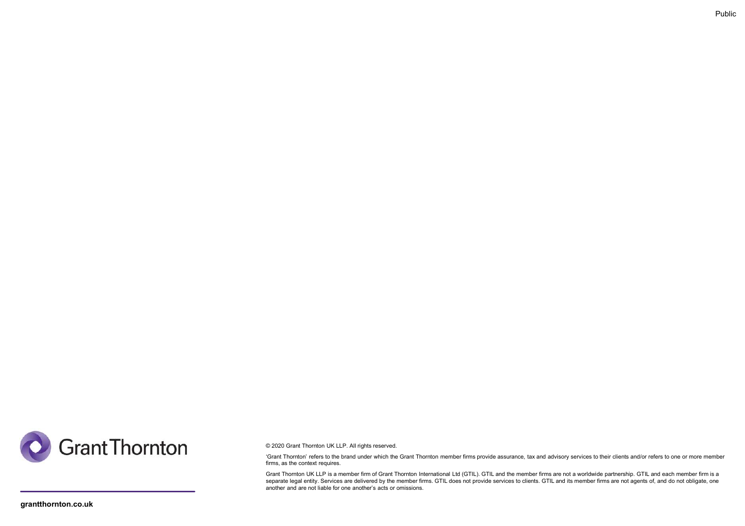Public

Grant Thornton

© 2020 Grant Thornton UK LLP. All rights reserved.

'Grant Thornton' refers to the brand under which the Grant Thornton member firms provide assurance, tax and advisory services to their clients and/or refers to one or more member firms, as the context requires.

Grant Thornton UK LLP is a member firm of Grant Thornton International Ltd (GTIL). GTIL and the member firms are not a worldwide partnership. GTIL and each member firm is a separate legal entity. Services are delivered by the member firms. GTIL does not provide services to clients. GTIL and its member firms are not agents of, and do not obligate, one another and are not liable for one another's acts or omissions.

**grantthornton.co.uk**